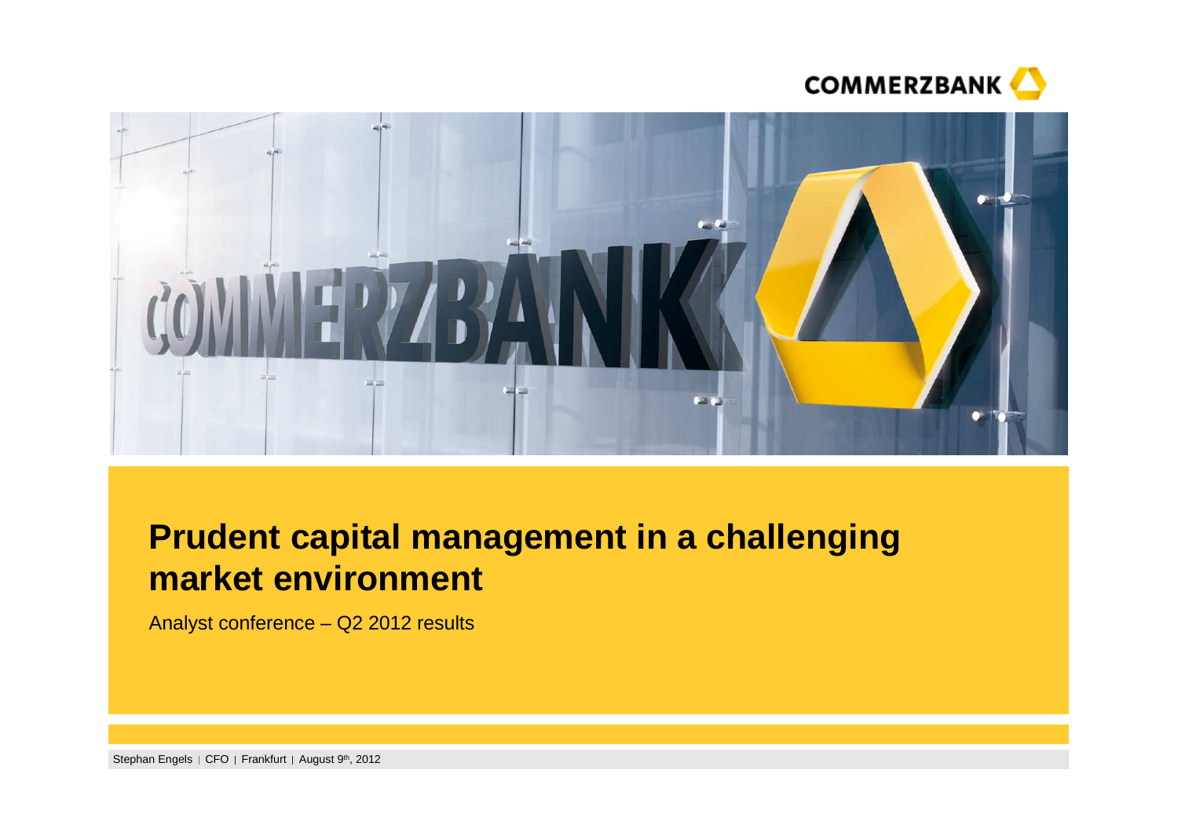# Prudent capital management in a challenging market environment

Analyst conference – Q2 2012 results

Stephan Engels | CFO | Frankfurt | August 9th, 2012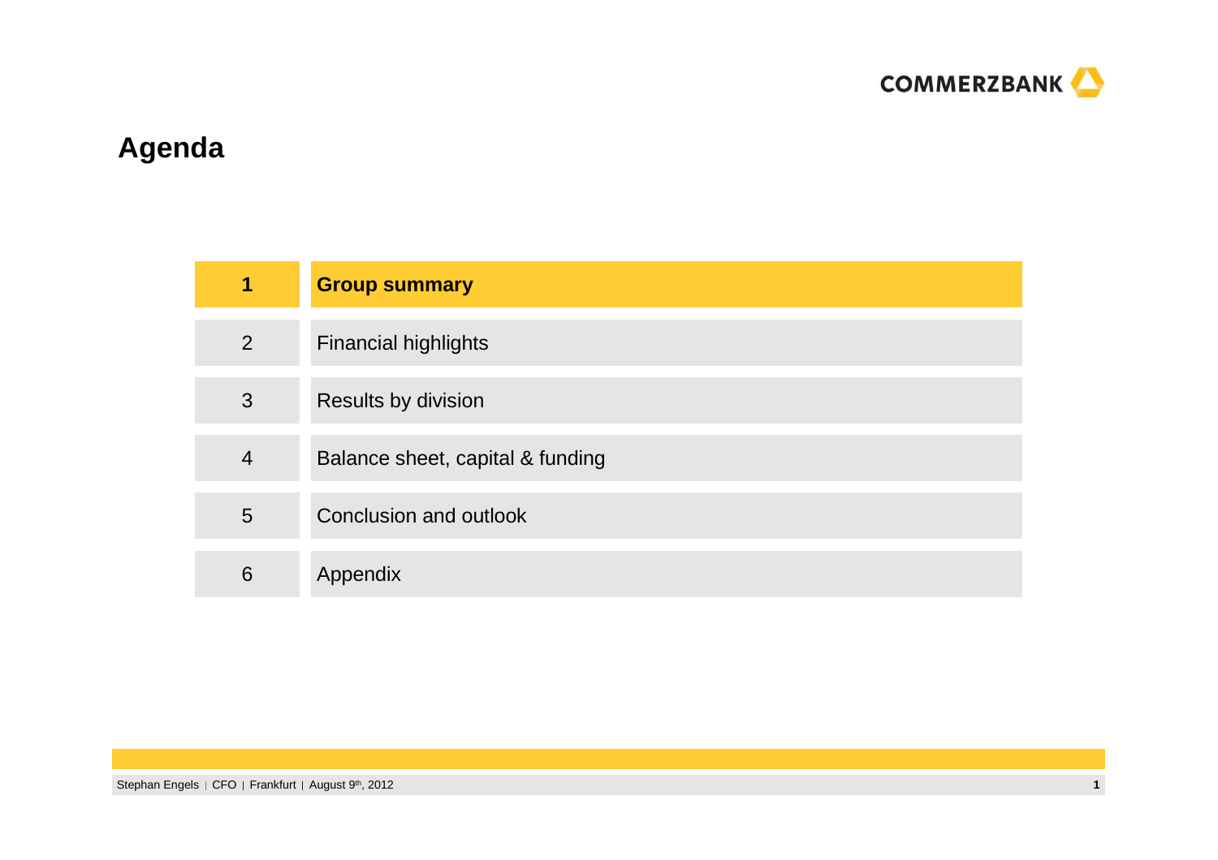# Agenda

| | |
|---|---|
| **1** | **Group summary** |
| 2 | Financial highlights |
| 3 | Results by division |
| 4 | Balance sheet, capital & funding |
| 5 | Conclusion and outlook |
| 6 | Appendix |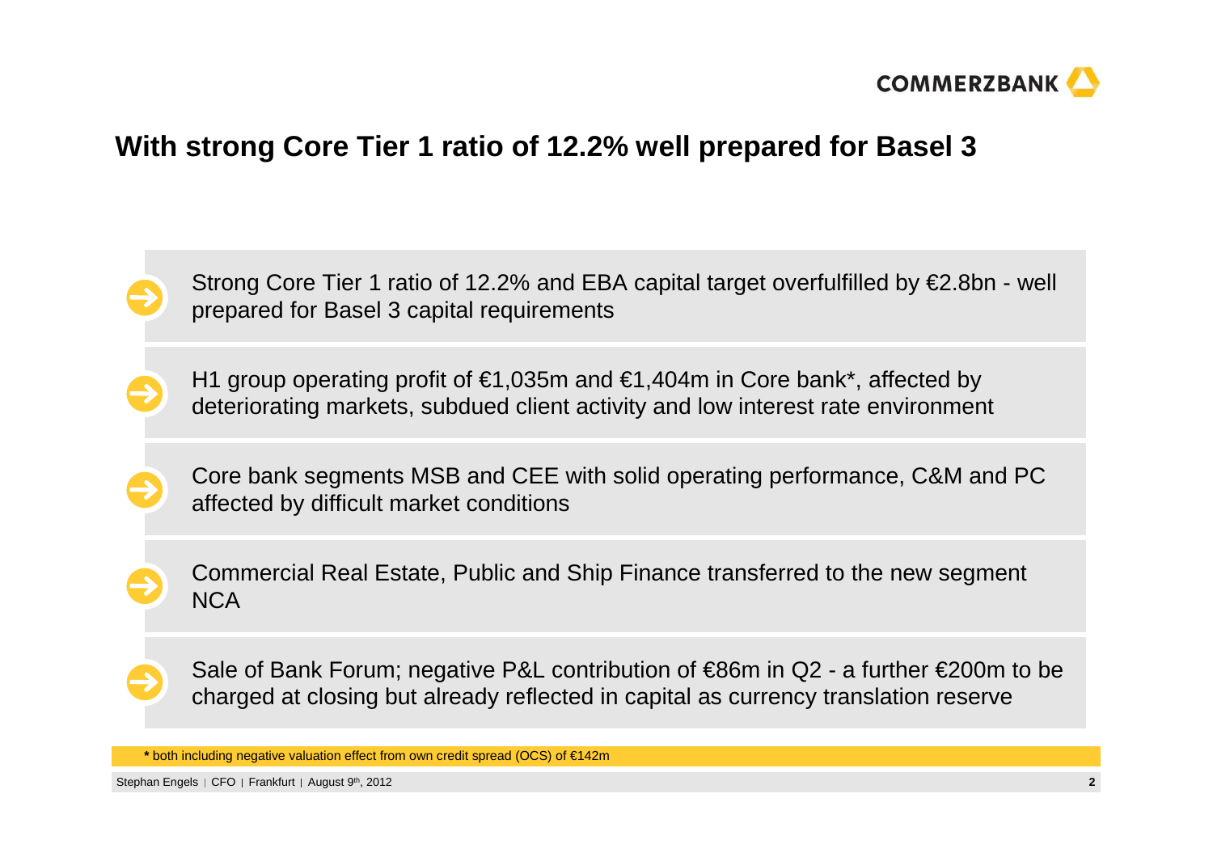# With strong Core Tier 1 ratio of 12.2% well prepared for Basel 3

- Strong Core Tier 1 ratio of 12.2% and EBA capital target overfulfilled by €2.8bn - well prepared for Basel 3 capital requirements
- H1 group operating profit of €1,035m and €1,404m in Core bank*, affected by deteriorating markets, subdued client activity and low interest rate environment
- Core bank segments MSB and CEE with solid operating performance, C&M and PC affected by difficult market conditions
- Commercial Real Estate, Public and Ship Finance transferred to the new segment NCA
- Sale of Bank Forum; negative P&L contribution of €86m in Q2 - a further €200m to be charged at closing but already reflected in capital as currency translation reserve

* both including negative valuation effect from own credit spread (OCS) of €142m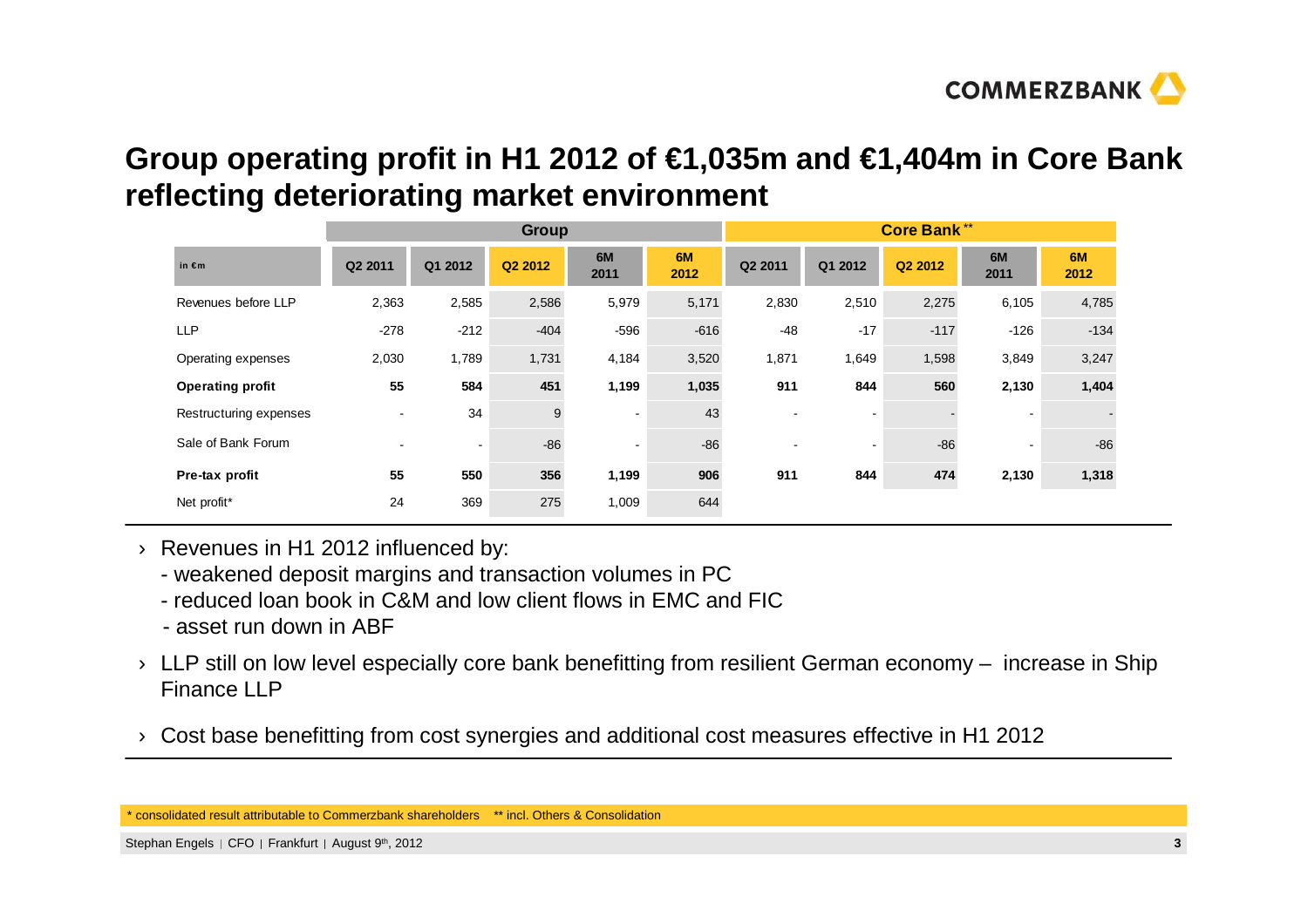# Group operating profit in H1 2012 of €1,035m and €1,404m in Core Bank reflecting deteriorating market environment

| | Group | | | | | Core Bank** | | | | |
|---|---|---|---|---|---|---|---|---|---|---|
| in €m | Q2 2011 | Q1 2012 | Q2 2012 | 6M 2011 | 6M 2012 | Q2 2011 | Q1 2012 | Q2 2012 | 6M 2011 | 6M 2012 |
| Revenues before LLP | 2,363 | 2,585 | 2,586 | 5,979 | 5,171 | 2,830 | 2,510 | 2,275 | 6,105 | 4,785 |
| LLP | -278 | -212 | -404 | -596 | -616 | -48 | -17 | -117 | -126 | -134 |
| Operating expenses | 2,030 | 1,789 | 1,731 | 4,184 | 3,520 | 1,871 | 1,649 | 1,598 | 3,849 | 3,247 |
| **Operating profit** | **55** | **584** | **451** | **1,199** | **1,035** | **911** | **844** | **560** | **2,130** | **1,404** |
| Restructuring expenses | - | 34 | 9 | - | 43 | - | - | - | - | - |
| Sale of Bank Forum | - | - | -86 | - | -86 | - | - | -86 | - | -86 |
| **Pre-tax profit** | **55** | **550** | **356** | **1,199** | **906** | **911** | **844** | **474** | **2,130** | **1,318** |
| Net profit* | 24 | 369 | 275 | 1,009 | 644 | | | | | |

- Revenues in H1 2012 influenced by:
  - weakened deposit margins and transaction volumes in PC
  - reduced loan book in C&M and low client flows in EMC and FIC
  - asset run down in ABF
- LLP still on low level especially core bank benefitting from resilient German economy – increase in Ship Finance LLP
- Cost base benefitting from cost synergies and additional cost measures effective in H1 2012

\* consolidated result attributable to Commerzbank shareholders ** incl. Others & Consolidation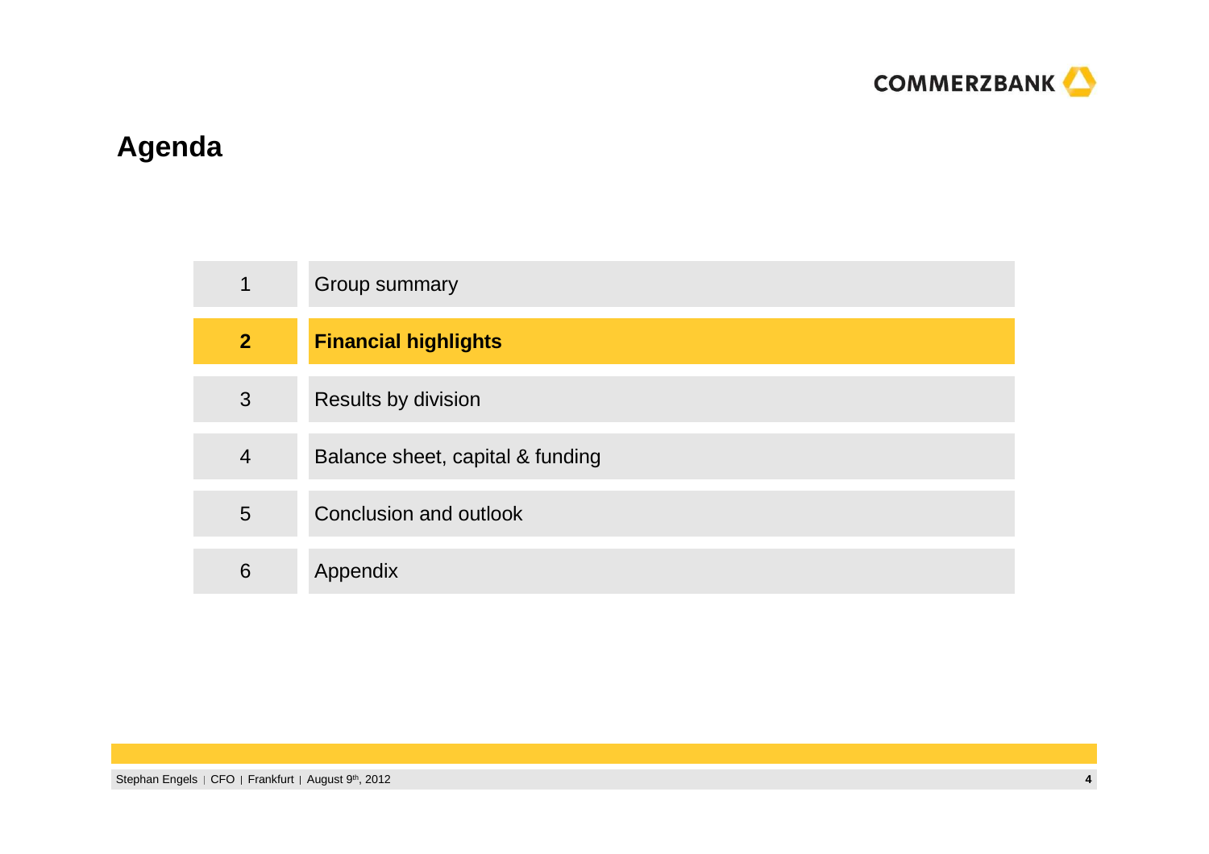# Agenda

| | |
|---|---|
| 1 | Group summary |
| **2** | **Financial highlights** |
| 3 | Results by division |
| 4 | Balance sheet, capital & funding |
| 5 | Conclusion and outlook |
| 6 | Appendix |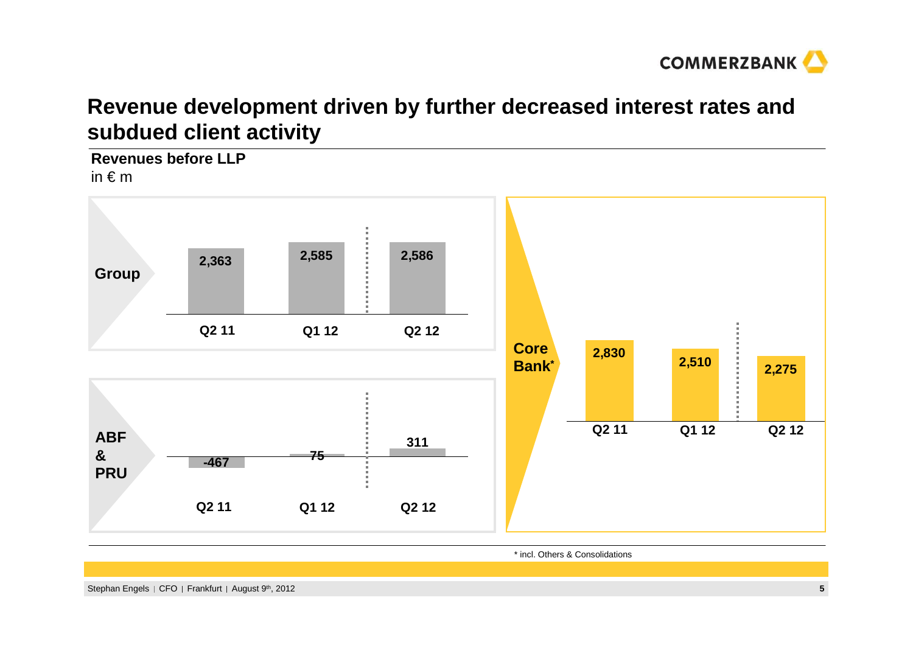# Revenue development driven by further decreased interest rates and subdued client activity

**Revenues before LLP**

in € m

| | Q2 11 | Q1 12 | Q2 12 |
|---|---|---|---|
| **Group** | 2,363 | 2,585 | 2,586 |
| **ABF & PRU** | -467 | 75 | 311 |
| **Core Bank*** | 2,830 | 2,510 | 2,275 |

* incl. Others & Consolidations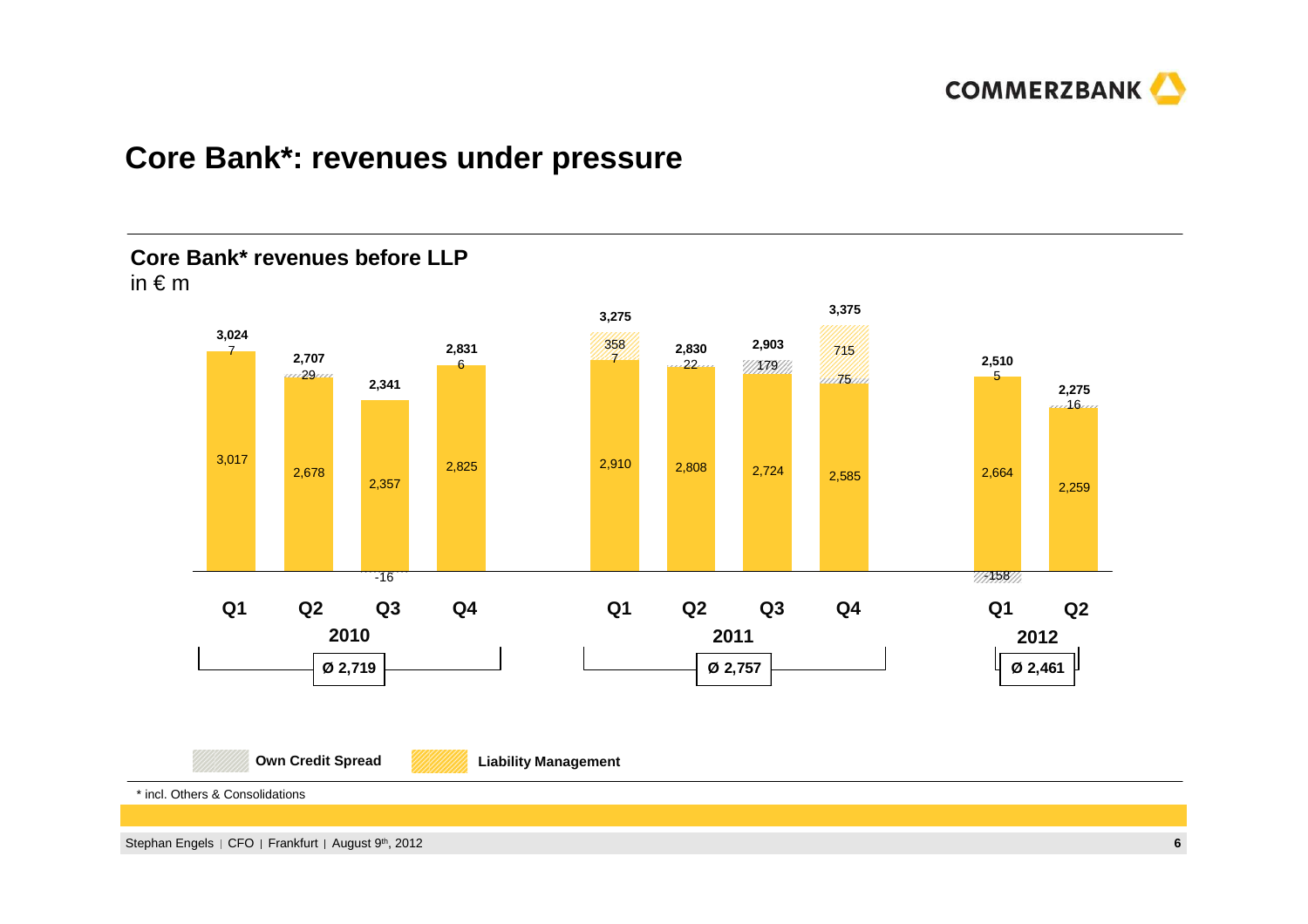# Core Bank*: revenues under pressure

## Core Bank* revenues before LLP

in € m

| | | Total | Core revenues | Own Credit Spread | Liability Management |
|---|---|---|---|---|---|
| 2010 | Q1 | 3,024 | 3,017 | 7 | |
| | Q2 | 2,707 | 2,678 | 29 | |
| | Q3 | 2,341 | 2,357 | -16 | |
| | Q4 | 2,831 | 2,825 | 6 | |
| 2011 | Q1 | 3,275 | 2,910 | 7 | 358 |
| | Q2 | 2,830 | 2,808 | 22 | |
| | Q3 | 2,903 | 2,724 | 179 | |
| | Q4 | 3,375 | 2,585 | 75 | 715 |
| 2012 | Q1 | 2,510 | 2,664 | 5; -158 | |
| | Q2 | 2,275 | 2,259 | 16 | |

Averages: 2010 Ø 2,719; 2011 Ø 2,757; 2012 Ø 2,461

Own Credit Spread | Liability Management

\* incl. Others & Consolidations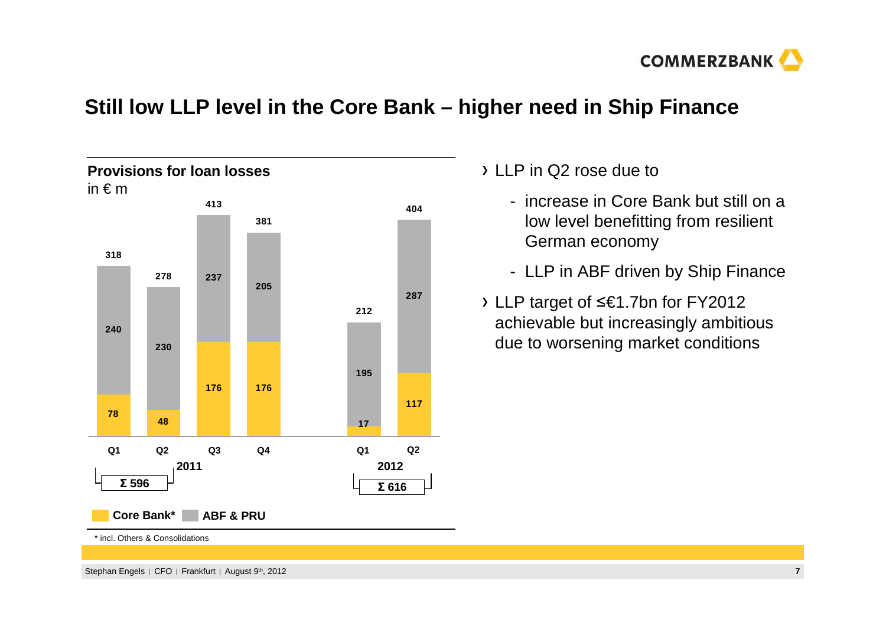# Still low LLP level in the Core Bank – higher need in Ship Finance

**Provisions for loan losses**
in € m

| | Q1 2011 | Q2 2011 | Q3 2011 | Q4 2011 | Q1 2012 | Q2 2012 |
|---|---|---|---|---|---|---|
| Core Bank* | 78 | 48 | 176 | 176 | 17 | 117 |
| ABF & PRU | 240 | 230 | 237 | 205 | 195 | 287 |
| Total | 318 | 278 | 413 | 381 | 212 | 404 |

Σ 596 (Q1–Q2 2011) | Σ 616 (Q1–Q2 2012)

\* incl. Others & Consolidations

- LLP in Q2 rose due to
  - increase in Core Bank but still on a low level benefitting from resilient German economy
  - LLP in ABF driven by Ship Finance
- LLP target of ≤€1.7bn for FY2012 achievable but increasingly ambitious due to worsening market conditions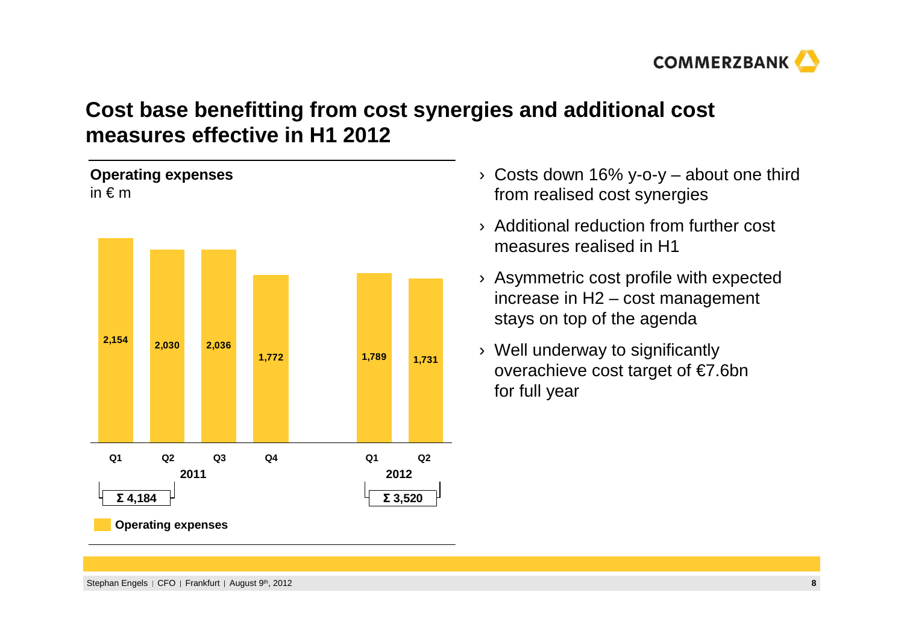# Cost base benefitting from cost synergies and additional cost measures effective in H1 2012

**Operating expenses**
in € m

| | Q1 2011 | Q2 2011 | Q3 2011 | Q4 2011 | Q1 2012 | Q2 2012 |
|---|---|---|---|---|---|---|
| Operating expenses | 2,154 | 2,030 | 2,036 | 1,772 | 1,789 | 1,731 |

H1 2011: **Σ 4,184**
H1 2012: **Σ 3,520**

- Costs down 16% y-o-y – about one third from realised cost synergies
- Additional reduction from further cost measures realised in H1
- Asymmetric cost profile with expected increase in H2 – cost management stays on top of the agenda
- Well underway to significantly overachieve cost target of €7.6bn for full year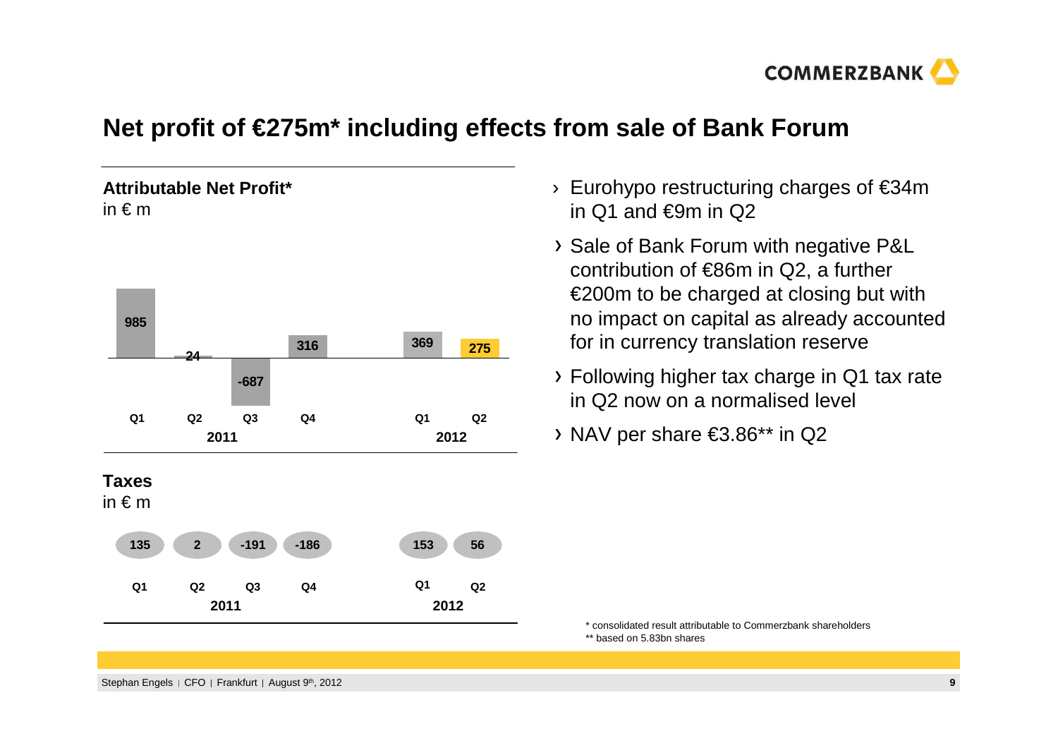# Net profit of €275m* including effects from sale of Bank Forum

**Attributable Net Profit***
in € m

| | 2011 Q1 | 2011 Q2 | 2011 Q3 | 2011 Q4 | 2012 Q1 | 2012 Q2 |
|---|---|---|---|---|---|---|
| Attributable Net Profit | 985 | 24 | -687 | 316 | 369 | 275 |

**Taxes**
in € m

| | 2011 Q1 | 2011 Q2 | 2011 Q3 | 2011 Q4 | 2012 Q1 | 2012 Q2 |
|---|---|---|---|---|---|---|
| Taxes | 135 | 2 | -191 | -186 | 153 | 56 |

- Eurohypo restructuring charges of €34m in Q1 and €9m in Q2
- Sale of Bank Forum with negative P&L contribution of €86m in Q2, a further €200m to be charged at closing but with no impact on capital as already accounted for in currency translation reserve
- Following higher tax charge in Q1 tax rate in Q2 now on a normalised level
- NAV per share €3.86** in Q2

\* consolidated result attributable to Commerzbank shareholders
\*\* based on 5.83bn shares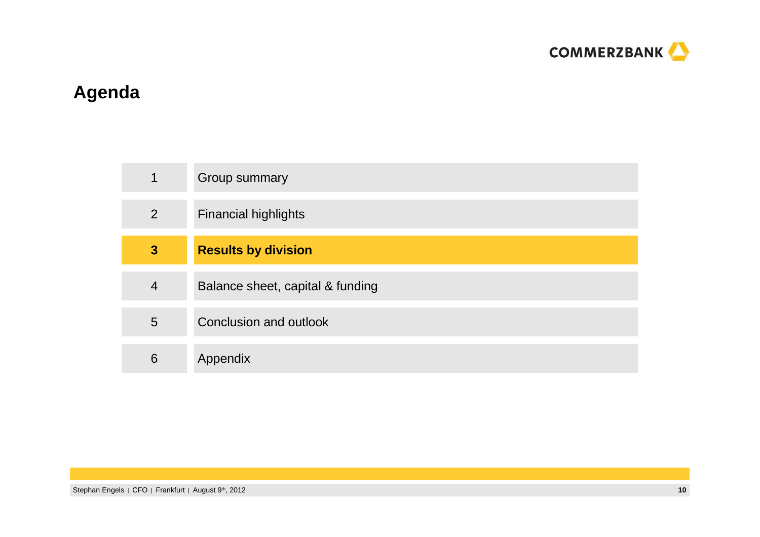# Agenda

| | |
|---|---|
| 1 | Group summary |
| 2 | Financial highlights |
| **3** | **Results by division** |
| 4 | Balance sheet, capital & funding |
| 5 | Conclusion and outlook |
| 6 | Appendix |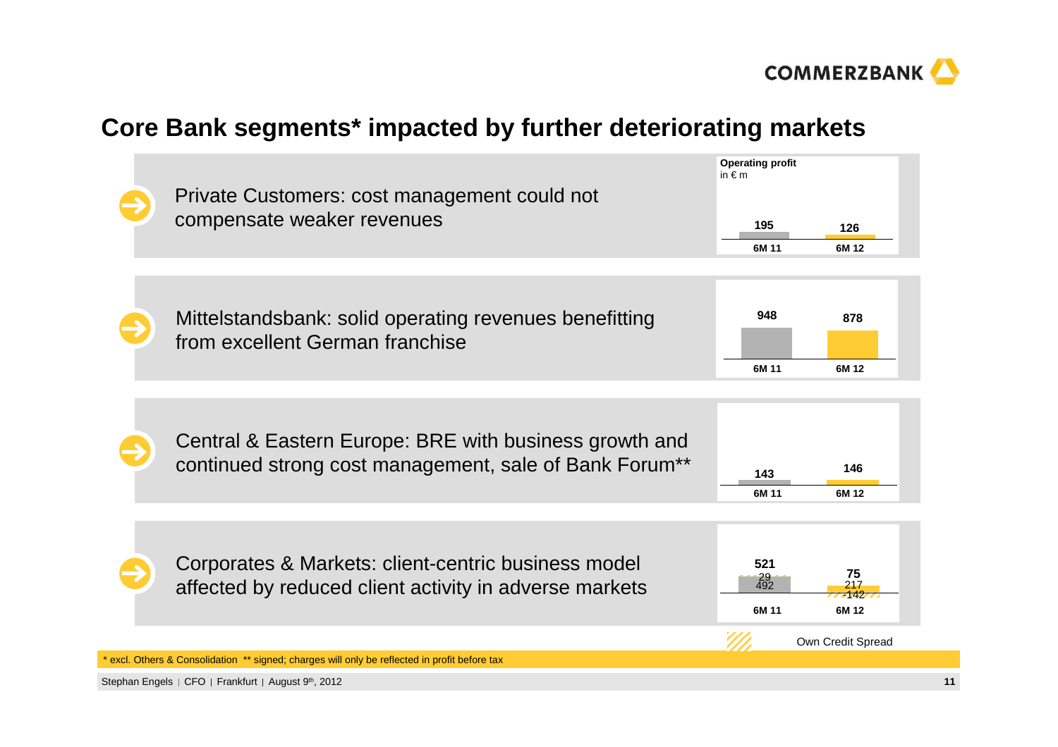# Core Bank segments* impacted by further deteriorating markets

Operating profit
in € m

- Private Customers: cost management could not compensate weaker revenues

| | 6M 11 | 6M 12 |
|---|---|---|
| Operating profit | 195 | 126 |

- Mittelstandsbank: solid operating revenues benefitting from excellent German franchise

| | 6M 11 | 6M 12 |
|---|---|---|
| Operating profit | 948 | 878 |

- Central & Eastern Europe: BRE with business growth and continued strong cost management, sale of Bank Forum**

| | 6M 11 | 6M 12 |
|---|---|---|
| Operating profit | 143 | 146 |

- Corporates & Markets: client-centric business model affected by reduced client activity in adverse markets

| | 6M 11 | 6M 12 |
|---|---|---|
| Operating profit | 521 | 75 |
| excl. Own Credit Spread | 492 | 217 |
| Own Credit Spread | 29 | -142 |

\* excl. Others & Consolidation ** signed; charges will only be reflected in profit before tax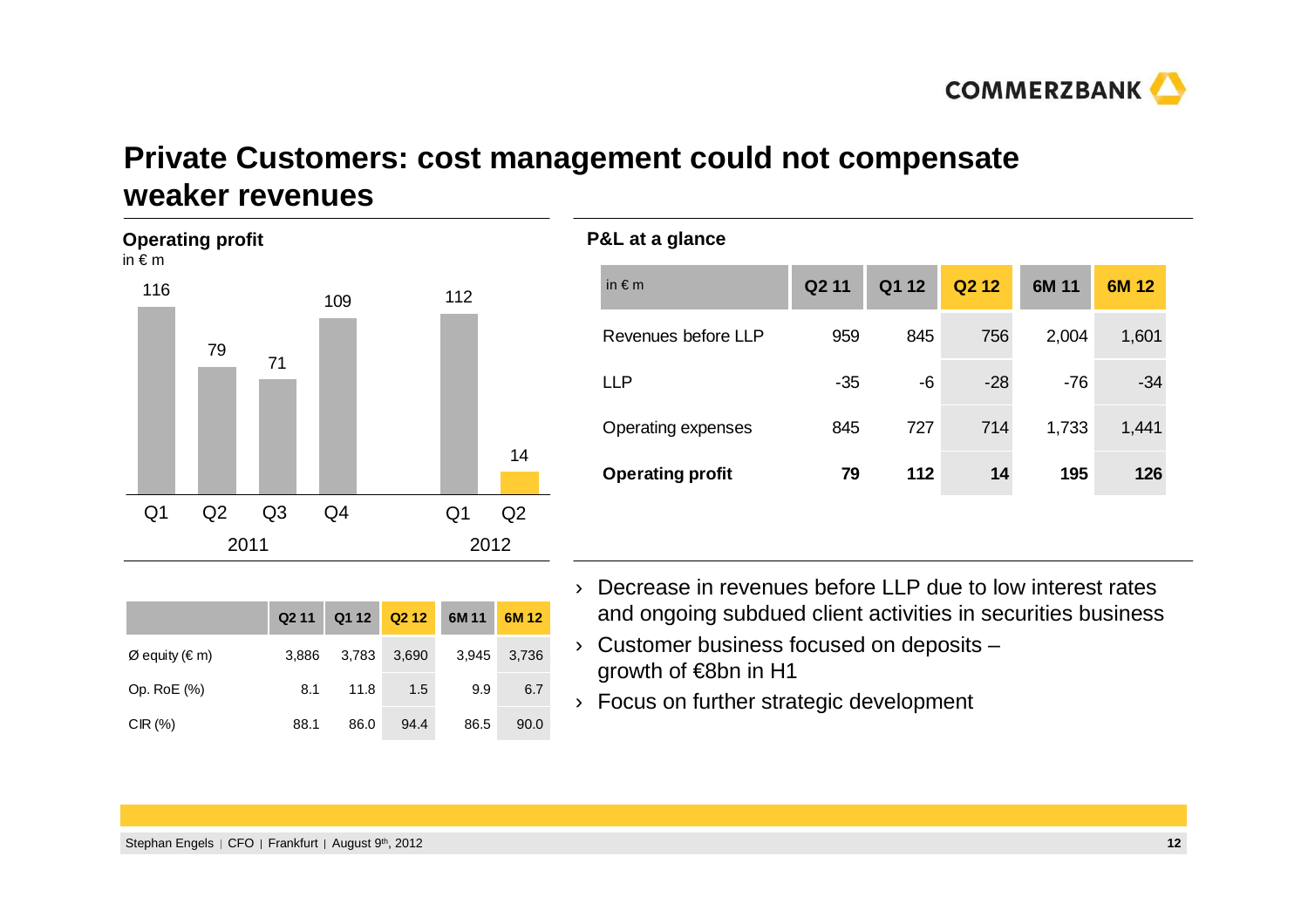# Private Customers: cost management could not compensate weaker revenues

### Operating profit

in € m

| | Q1 2011 | Q2 2011 | Q3 2011 | Q4 2011 | Q1 2012 | Q2 2012 |
|---|---|---|---|---|---|---|
| Operating profit | 116 | 79 | 71 | 109 | 112 | 14 |

| | Q2 11 | Q1 12 | Q2 12 | 6M 11 | 6M 12 |
|---|---|---|---|---|---|
| Ø equity (€ m) | 3,886 | 3,783 | 3,690 | 3,945 | 3,736 |
| Op. RoE (%) | 8.1 | 11.8 | 1.5 | 9.9 | 6.7 |
| CIR (%) | 88.1 | 86.0 | 94.4 | 86.5 | 90.0 |

### P&L at a glance

| in € m | Q2 11 | Q1 12 | Q2 12 | 6M 11 | 6M 12 |
|---|---|---|---|---|---|
| Revenues before LLP | 959 | 845 | 756 | 2,004 | 1,601 |
| LLP | -35 | -6 | -28 | -76 | -34 |
| Operating expenses | 845 | 727 | 714 | 1,733 | 1,441 |
| **Operating profit** | **79** | **112** | **14** | **195** | **126** |

- Decrease in revenues before LLP due to low interest rates and ongoing subdued client activities in securities business
- Customer business focused on deposits – growth of €8bn in H1
- Focus on further strategic development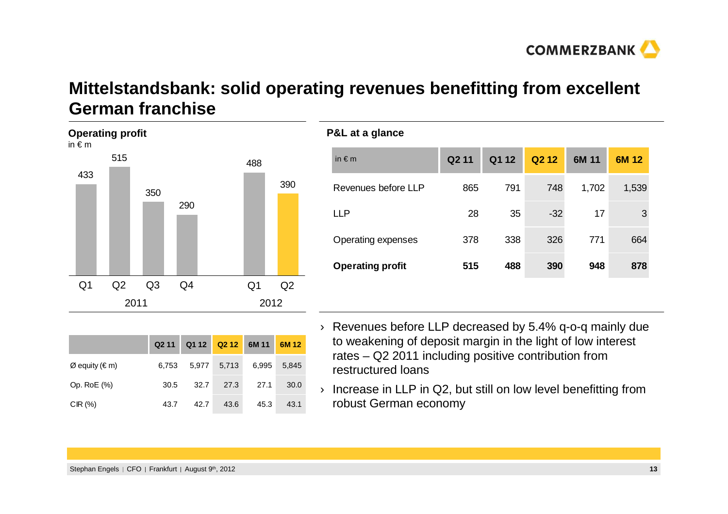# Mittelstandsbank: solid operating revenues benefitting from excellent German franchise

## Operating profit

in € m

| | Q1 2011 | Q2 2011 | Q3 2011 | Q4 2011 | Q1 2012 | Q2 2012 |
|---|---|---|---|---|---|---|
| Operating profit | 433 | 515 | 350 | 290 | 488 | 390 |

| | Q2 11 | Q1 12 | Q2 12 | 6M 11 | 6M 12 |
|---|---|---|---|---|---|
| Ø equity (€ m) | 6,753 | 5,977 | 5,713 | 6,995 | 5,845 |
| Op. RoE (%) | 30.5 | 32.7 | 27.3 | 27.1 | 30.0 |
| CIR (%) | 43.7 | 42.7 | 43.6 | 45.3 | 43.1 |

## P&L at a glance

| in € m | Q2 11 | Q1 12 | Q2 12 | 6M 11 | 6M 12 |
|---|---|---|---|---|---|
| Revenues before LLP | 865 | 791 | 748 | 1,702 | 1,539 |
| LLP | 28 | 35 | -32 | 17 | 3 |
| Operating expenses | 378 | 338 | 326 | 771 | 664 |
| **Operating profit** | **515** | **488** | **390** | **948** | **878** |

- Revenues before LLP decreased by 5.4% q-o-q mainly due to weakening of deposit margin in the light of low interest rates – Q2 2011 including positive contribution from restructured loans
- Increase in LLP in Q2, but still on low level benefitting from robust German economy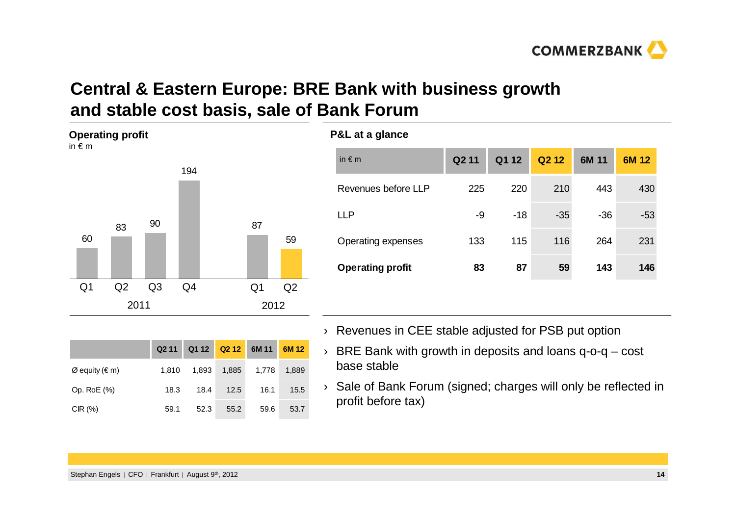# Central & Eastern Europe: BRE Bank with business growth and stable cost basis, sale of Bank Forum

## Operating profit

in € m

| | Q1 2011 | Q2 2011 | Q3 2011 | Q4 2011 | Q1 2012 | Q2 2012 |
|---|---|---|---|---|---|---|
| Operating profit | 60 | 83 | 90 | 194 | 87 | 59 |

| | Q2 11 | Q1 12 | Q2 12 | 6M 11 | 6M 12 |
|---|---|---|---|---|---|
| Ø equity (€ m) | 1,810 | 1,893 | 1,885 | 1,778 | 1,889 |
| Op. RoE (%) | 18.3 | 18.4 | 12.5 | 16.1 | 15.5 |
| CIR (%) | 59.1 | 52.3 | 55.2 | 59.6 | 53.7 |

## P&L at a glance

| in € m | Q2 11 | Q1 12 | Q2 12 | 6M 11 | 6M 12 |
|---|---|---|---|---|---|
| Revenues before LLP | 225 | 220 | 210 | 443 | 430 |
| LLP | -9 | -18 | -35 | -36 | -53 |
| Operating expenses | 133 | 115 | 116 | 264 | 231 |
| **Operating profit** | **83** | **87** | **59** | **143** | **146** |

- Revenues in CEE stable adjusted for PSB put option
- BRE Bank with growth in deposits and loans q-o-q – cost base stable
- Sale of Bank Forum (signed; charges will only be reflected in profit before tax)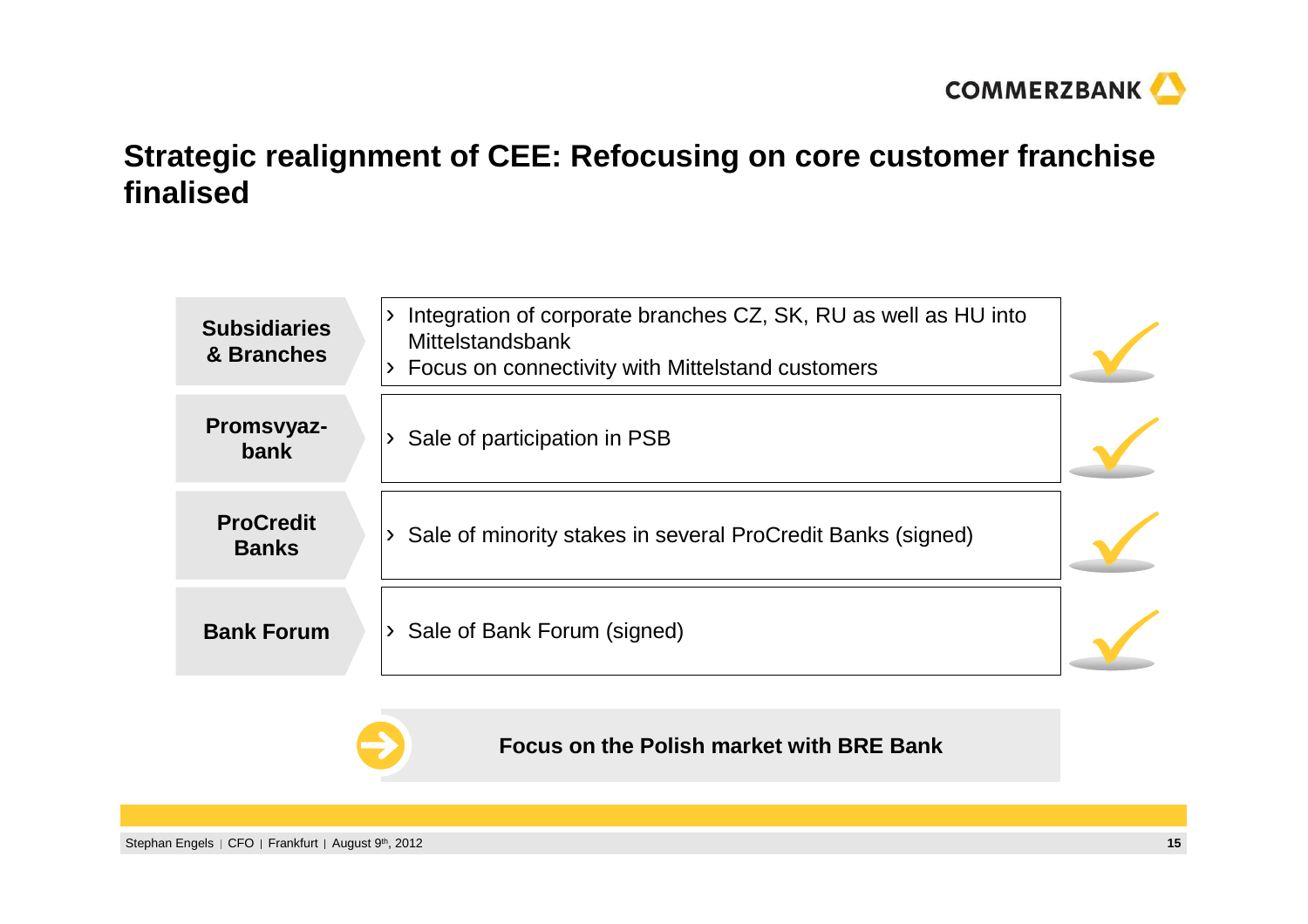# Strategic realignment of CEE: Refocusing on core customer franchise finalised

| | | |
|---|---|---|
| **Subsidiaries & Branches** | › Integration of corporate branches CZ, SK, RU as well as HU into Mittelstandsbank<br>› Focus on connectivity with Mittelstand customers | ✓ |
| **Promsvyaz-bank** | › Sale of participation in PSB | ✓ |
| **ProCredit Banks** | › Sale of minority stakes in several ProCredit Banks (signed) | ✓ |
| **Bank Forum** | › Sale of Bank Forum (signed) | ✓ |

**Focus on the Polish market with BRE Bank**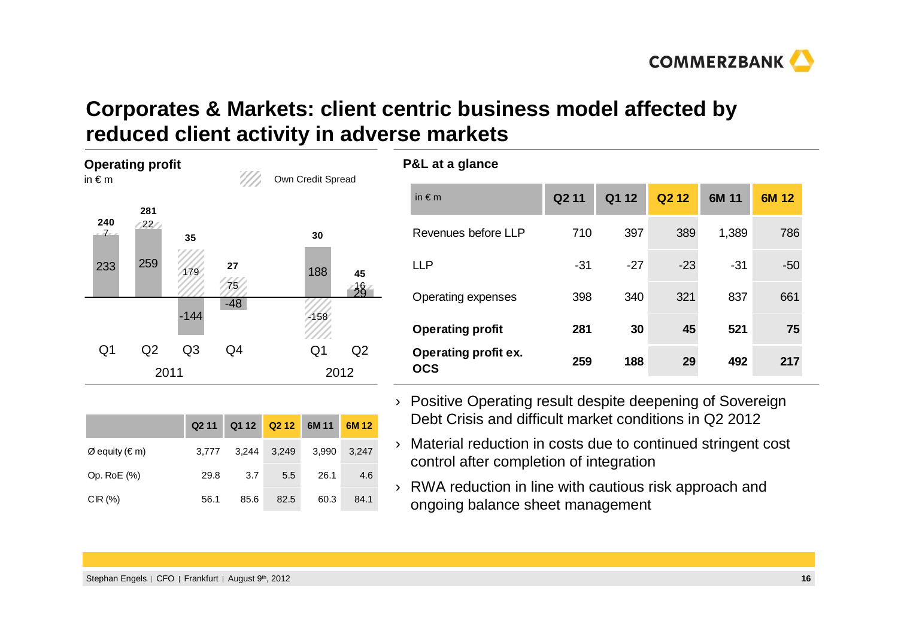# Corporates & Markets: client centric business model affected by reduced client activity in adverse markets

## Operating profit

in € m

Own Credit Spread

| | Q1 2011 | Q2 2011 | Q3 2011 | Q4 2011 | Q1 2012 | Q2 2012 |
|---|---|---|---|---|---|---|
| Operating profit | 240 | 281 | 35 | 27 | 30 | 45 |
| Own Credit Spread | 7 | 22 | 179 | 75 | -158 | 16 |
| Operating profit ex. OCS | 233 | 259 | -144 | -48 | 188 | 29 |

| | Q2 11 | Q1 12 | Q2 12 | 6M 11 | 6M 12 |
|---|---|---|---|---|---|
| Ø equity (€ m) | 3,777 | 3,244 | 3,249 | 3,990 | 3,247 |
| Op. RoE (%) | 29.8 | 3.7 | 5.5 | 26.1 | 4.6 |
| CIR (%) | 56.1 | 85.6 | 82.5 | 60.3 | 84.1 |

## P&L at a glance

| in € m | Q2 11 | Q1 12 | Q2 12 | 6M 11 | 6M 12 |
|---|---|---|---|---|---|
| Revenues before LLP | 710 | 397 | 389 | 1,389 | 786 |
| LLP | -31 | -27 | -23 | -31 | -50 |
| Operating expenses | 398 | 340 | 321 | 837 | 661 |
| **Operating profit** | **281** | **30** | **45** | **521** | **75** |
| **Operating profit ex. OCS** | **259** | **188** | **29** | **492** | **217** |

- Positive Operating result despite deepening of Sovereign Debt Crisis and difficult market conditions in Q2 2012
- Material reduction in costs due to continued stringent cost control after completion of integration
- RWA reduction in line with cautious risk approach and ongoing balance sheet management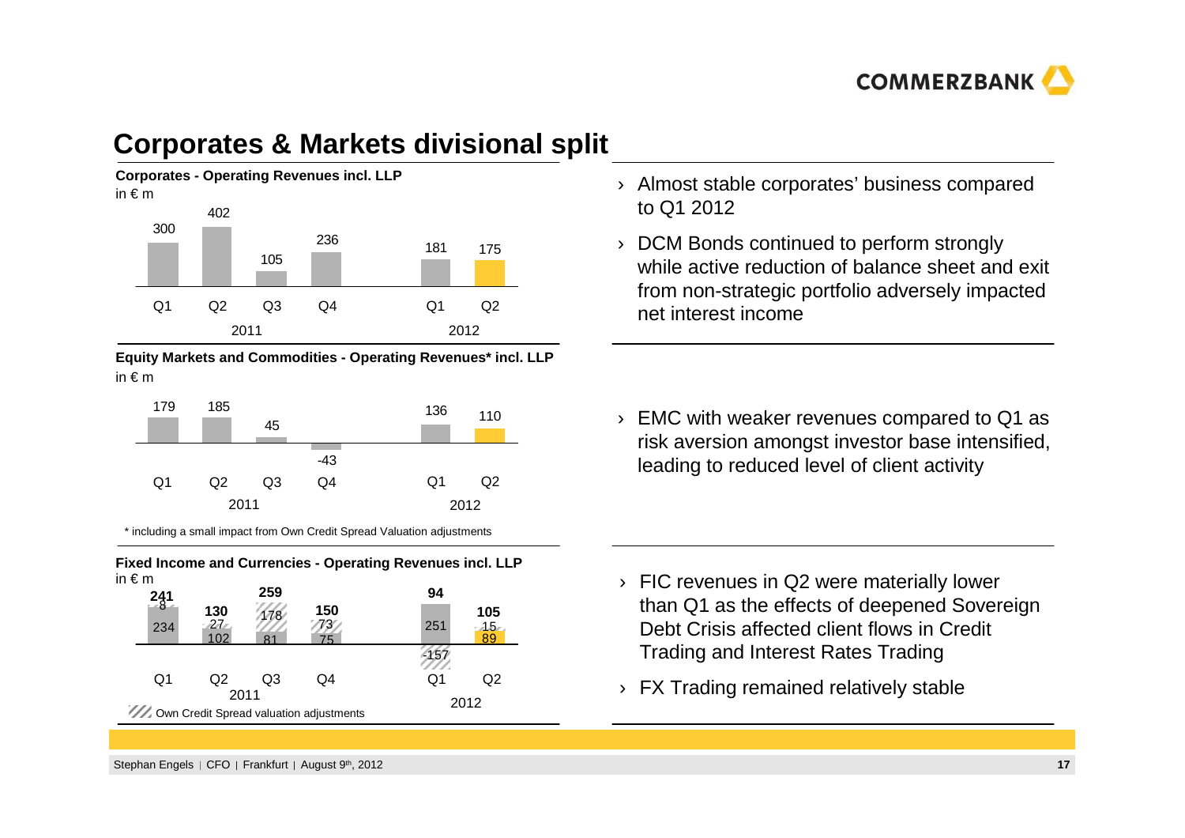# Corporates & Markets divisional split

**Corporates - Operating Revenues incl. LLP**
in € m

| | Q1 2011 | Q2 2011 | Q3 2011 | Q4 2011 | Q1 2012 | Q2 2012 |
|---|---|---|---|---|---|---|
| Operating Revenues incl. LLP | 300 | 402 | 105 | 236 | 181 | 175 |

- Almost stable corporates' business compared to Q1 2012
- DCM Bonds continued to perform strongly while active reduction of balance sheet and exit from non-strategic portfolio adversely impacted net interest income

**Equity Markets and Commodities - Operating Revenues* incl. LLP**
in € m

| | Q1 2011 | Q2 2011 | Q3 2011 | Q4 2011 | Q1 2012 | Q2 2012 |
|---|---|---|---|---|---|---|
| Operating Revenues* incl. LLP | 179 | 185 | 45 | -43 | 136 | 110 |

\* including a small impact from Own Credit Spread Valuation adjustments

- EMC with weaker revenues compared to Q1 as risk aversion amongst investor base intensified, leading to reduced level of client activity

**Fixed Income and Currencies - Operating Revenues incl. LLP**
in € m

| | Q1 2011 | Q2 2011 | Q3 2011 | Q4 2011 | Q1 2012 | Q2 2012 |
|---|---|---|---|---|---|---|
| Total | 241 | 130 | 259 | 150 | 94 | 105 |
| Own Credit Spread valuation adjustments | 8 | 27 | 178 | 73 | -157 | 15 |
| Operating Revenues excl. OCS | 234 | 102 | 81 | 75 | 251 | 89 |

- FIC revenues in Q2 were materially lower than Q1 as the effects of deepened Sovereign Debt Crisis affected client flows in Credit Trading and Interest Rates Trading
- FX Trading remained relatively stable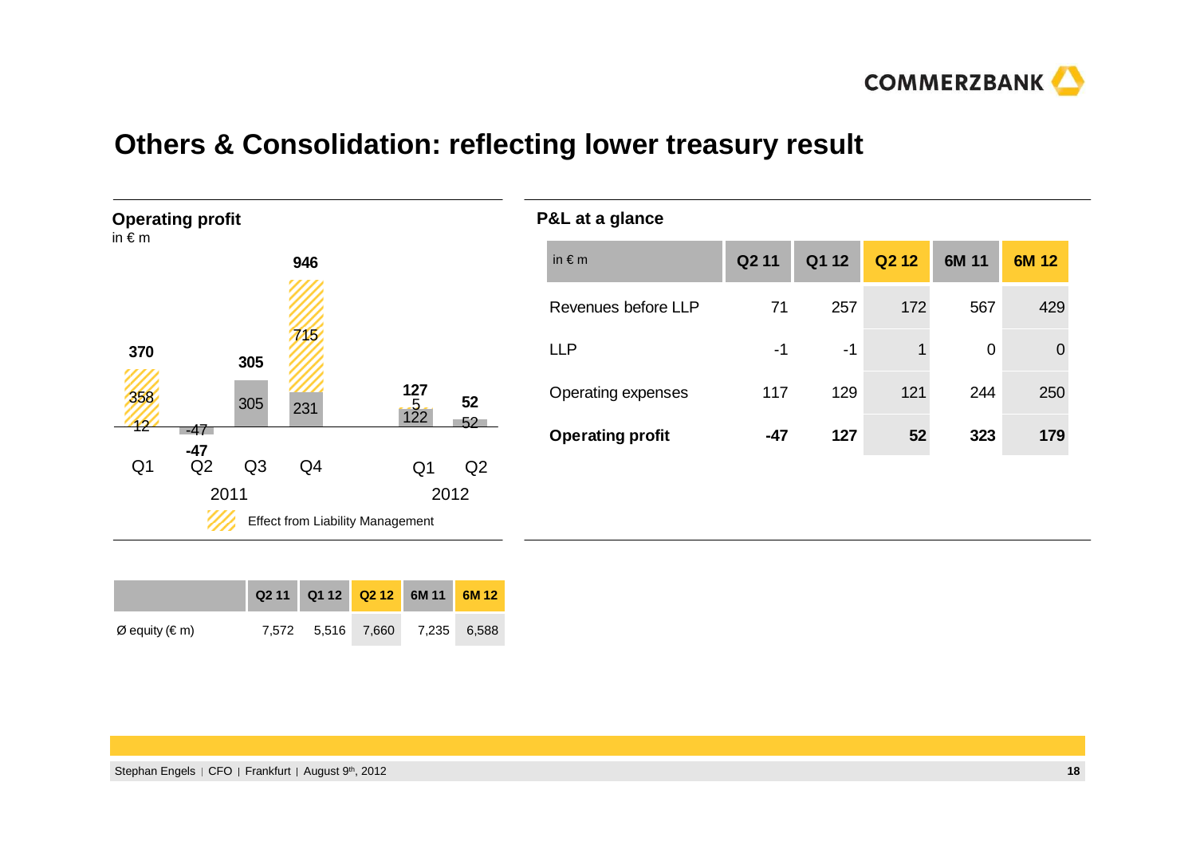# Others & Consolidation: reflecting lower treasury result

## Operating profit

in € m

| | Q1 2011 | Q2 2011 | Q3 2011 | Q4 2011 | Q1 2012 | Q2 2012 |
|---|---|---|---|---|---|---|
| Operating profit | 370 | -47 | 305 | 946 | 127 | 52 |
| Effect from Liability Management | 358 | | | 715 | 5 | |
| Other | 12 | -47 | 305 | 231 | 122 | 52 |

## P&L at a glance

| in € m | Q2 11 | Q1 12 | Q2 12 | 6M 11 | 6M 12 |
|---|---|---|---|---|---|
| Revenues before LLP | 71 | 257 | 172 | 567 | 429 |
| LLP | -1 | -1 | 1 | 0 | 0 |
| Operating expenses | 117 | 129 | 121 | 244 | 250 |
| **Operating profit** | **-47** | **127** | **52** | **323** | **179** |

| | Q2 11 | Q1 12 | Q2 12 | 6M 11 | 6M 12 |
|---|---|---|---|---|---|
| Ø equity (€ m) | 7,572 | 5,516 | 7,660 | 7,235 | 6,588 |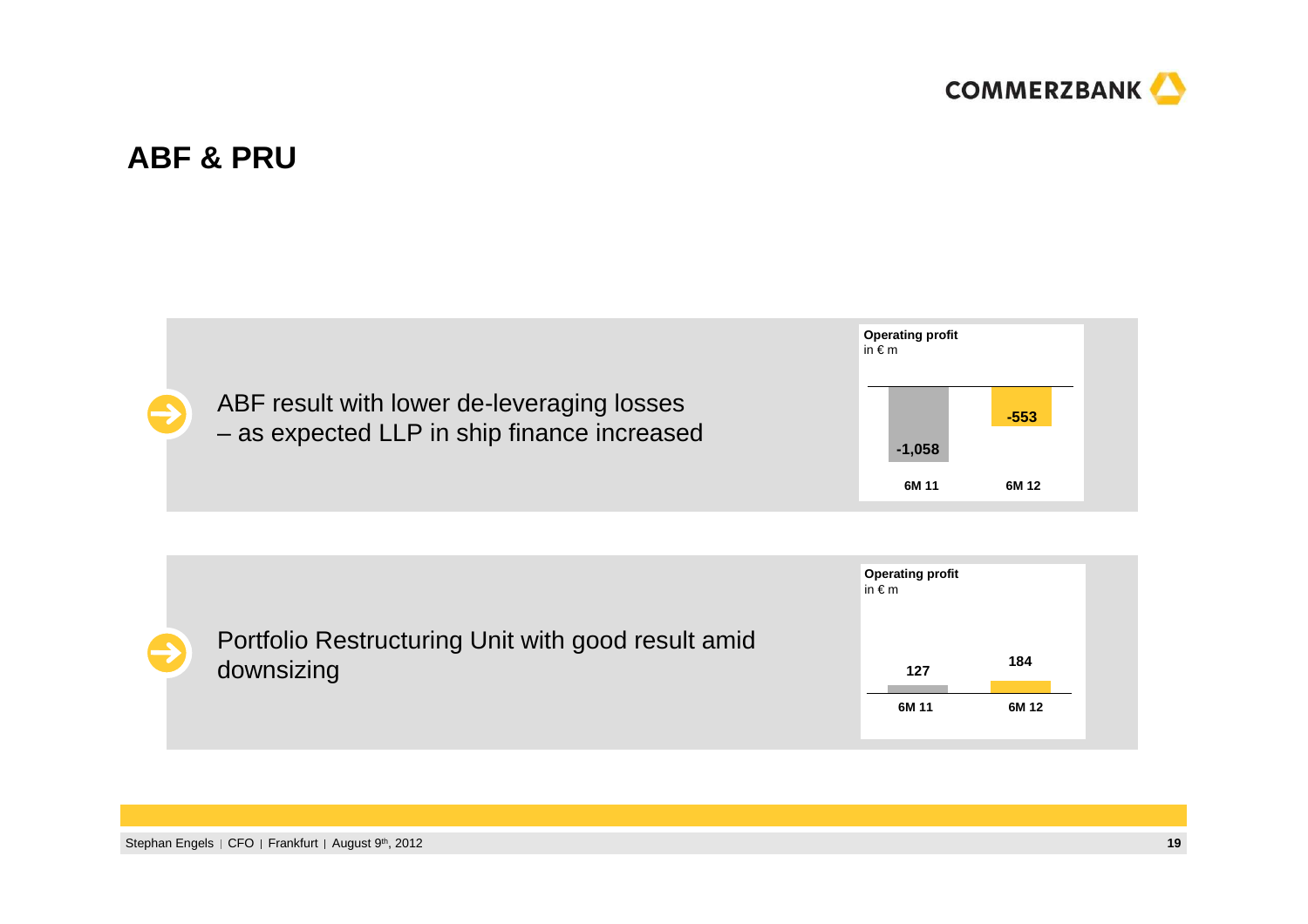# ABF & PRU

ABF result with lower de-leveraging losses – as expected LLP in ship finance increased

**Operating profit**
in € m

| 6M 11 | 6M 12 |
|---|---|
| -1,058 | -553 |

Portfolio Restructuring Unit with good result amid downsizing

**Operating profit**
in € m

| 6M 11 | 6M 12 |
|---|---|
| 127 | 184 |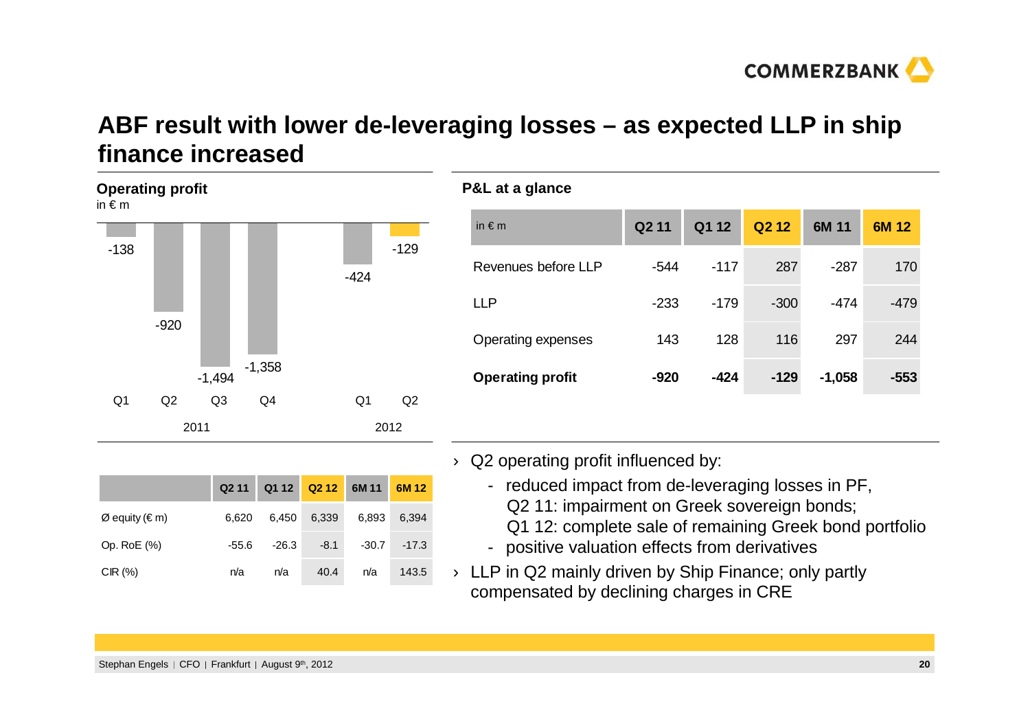# ABF result with lower de-leveraging losses – as expected LLP in ship finance increased

## Operating profit

in € m

| | Q1 2011 | Q2 2011 | Q3 2011 | Q4 2011 | Q1 2012 | Q2 2012 |
|---|---|---|---|---|---|---|
| Operating profit | -138 | -920 | -1,494 | -1,358 | -424 | -129 |

| | Q2 11 | Q1 12 | Q2 12 | 6M 11 | 6M 12 |
|---|---|---|---|---|---|
| Ø equity (€ m) | 6,620 | 6,450 | 6,339 | 6,893 | 6,394 |
| Op. RoE (%) | -55.6 | -26.3 | -8.1 | -30.7 | -17.3 |
| CIR (%) | n/a | n/a | 40.4 | n/a | 143.5 |

## P&L at a glance

| in € m | Q2 11 | Q1 12 | Q2 12 | 6M 11 | 6M 12 |
|---|---|---|---|---|---|
| Revenues before LLP | -544 | -117 | 287 | -287 | 170 |
| LLP | -233 | -179 | -300 | -474 | -479 |
| Operating expenses | 143 | 128 | 116 | 297 | 244 |
| **Operating profit** | **-920** | **-424** | **-129** | **-1,058** | **-553** |

- Q2 operating profit influenced by:
  - reduced impact from de-leveraging losses in PF, Q2 11: impairment on Greek sovereign bonds; Q1 12: complete sale of remaining Greek bond portfolio
  - positive valuation effects from derivatives
- LLP in Q2 mainly driven by Ship Finance; only partly compensated by declining charges in CRE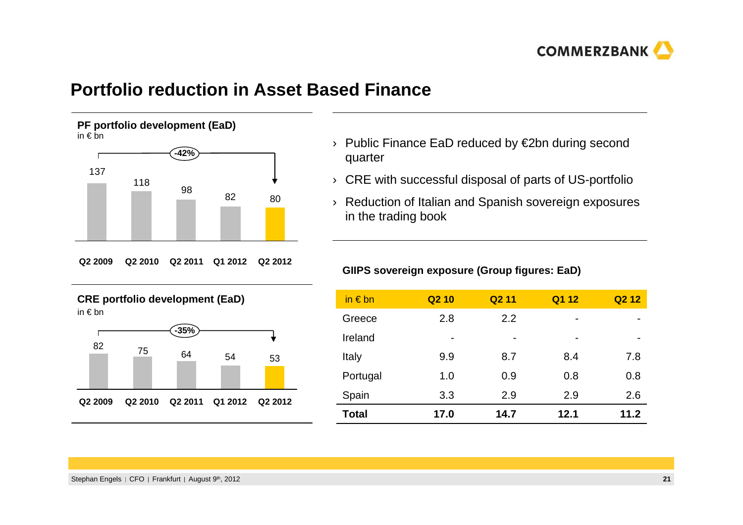# Portfolio reduction in Asset Based Finance

**PF portfolio development (EaD)**
in € bn

| Q2 2009 | Q2 2010 | Q2 2011 | Q1 2012 | Q2 2012 |
|---|---|---|---|---|
| 137 | 118 | 98 | 82 | 80 |

-42%

**CRE portfolio development (EaD)**
in € bn

| Q2 2009 | Q2 2010 | Q2 2011 | Q1 2012 | Q2 2012 |
|---|---|---|---|---|
| 82 | 75 | 64 | 54 | 53 |

-35%

- Public Finance EaD reduced by €2bn during second quarter
- CRE with successful disposal of parts of US-portfolio
- Reduction of Italian and Spanish sovereign exposures in the trading book

**GIIPS sovereign exposure (Group figures: EaD)**

| in € bn | Q2 10 | Q2 11 | Q1 12 | Q2 12 |
|---|---|---|---|---|
| Greece | 2.8 | 2.2 | - | - |
| Ireland | - | - | - | - |
| Italy | 9.9 | 8.7 | 8.4 | 7.8 |
| Portugal | 1.0 | 0.9 | 0.8 | 0.8 |
| Spain | 3.3 | 2.9 | 2.9 | 2.6 |
| **Total** | **17.0** | **14.7** | **12.1** | **11.2** |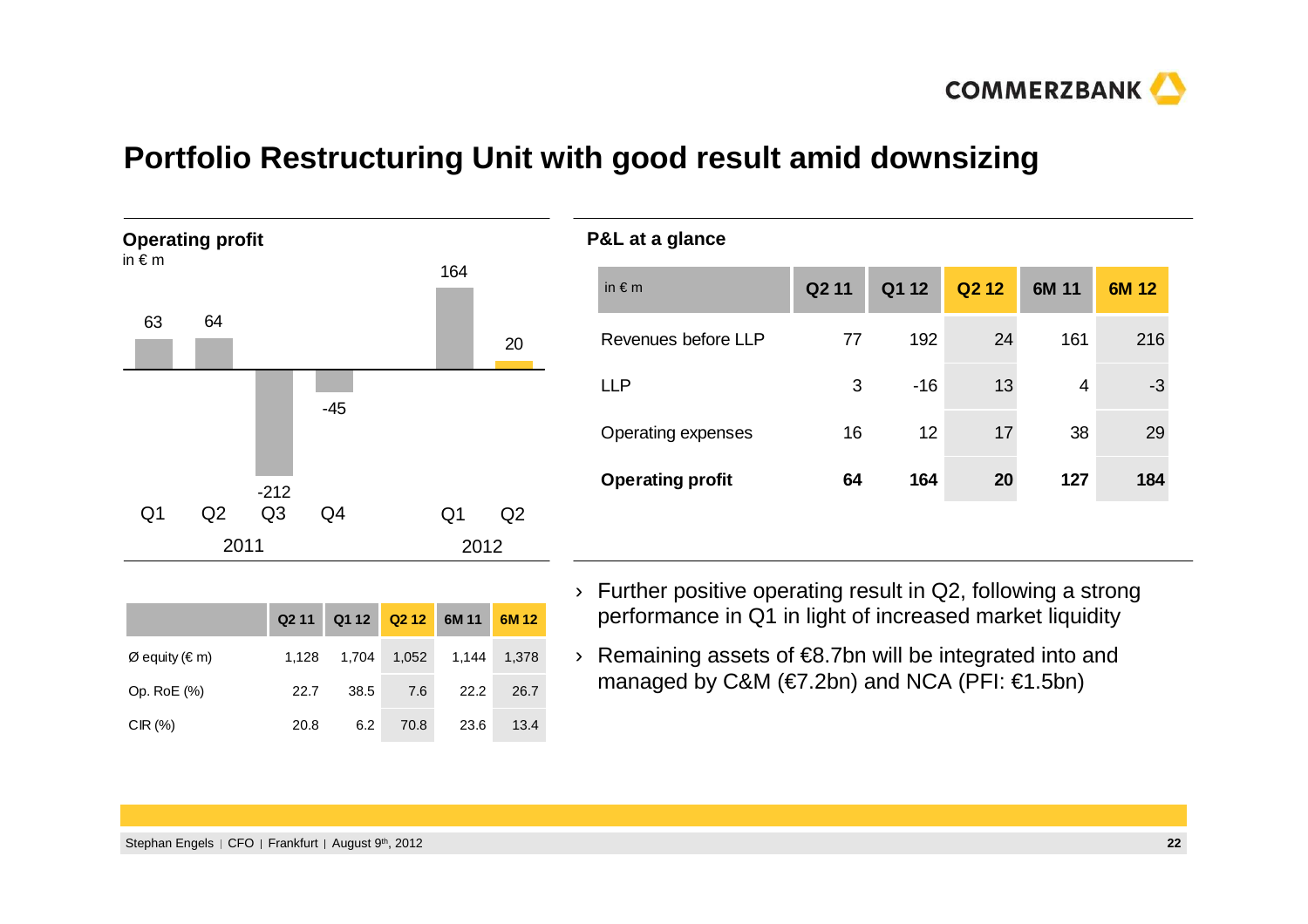# Portfolio Restructuring Unit with good result amid downsizing

**Operating profit**
in € m

| | Q1 2011 | Q2 2011 | Q3 2011 | Q4 2011 | Q1 2012 | Q2 2012 |
|---|---|---|---|---|---|---|
| Operating profit | 63 | 64 | -212 | -45 | 164 | 20 |

| | Q2 11 | Q1 12 | Q2 12 | 6M 11 | 6M 12 |
|---|---|---|---|---|---|
| Ø equity (€ m) | 1,128 | 1,704 | 1,052 | 1,144 | 1,378 |
| Op. RoE (%) | 22.7 | 38.5 | 7.6 | 22.2 | 26.7 |
| CIR (%) | 20.8 | 6.2 | 70.8 | 23.6 | 13.4 |

**P&L at a glance**

| in € m | Q2 11 | Q1 12 | Q2 12 | 6M 11 | 6M 12 |
|---|---|---|---|---|---|
| Revenues before LLP | 77 | 192 | 24 | 161 | 216 |
| LLP | 3 | -16 | 13 | 4 | -3 |
| Operating expenses | 16 | 12 | 17 | 38 | 29 |
| **Operating profit** | **64** | **164** | **20** | **127** | **184** |

- Further positive operating result in Q2, following a strong performance in Q1 in light of increased market liquidity
- Remaining assets of €8.7bn will be integrated into and managed by C&M (€7.2bn) and NCA (PFI: €1.5bn)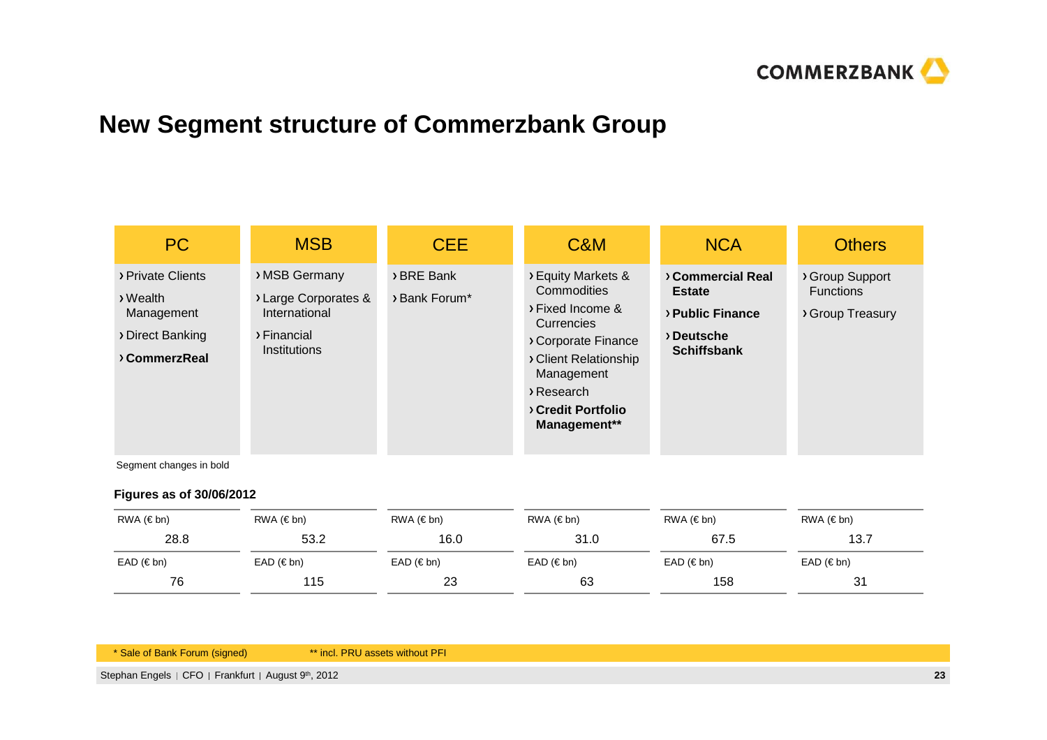# New Segment structure of Commerzbank Group

| PC | MSB | CEE | C&M | NCA | Others |
|---|---|---|---|---|---|
| › Private Clients<br>› Wealth Management<br>› Direct Banking<br>› **CommerzReal** | › MSB Germany<br>› Large Corporates & International<br>› Financial Institutions | › BRE Bank<br>› Bank Forum* | › Equity Markets & Commodities<br>› Fixed Income & Currencies<br>› Corporate Finance<br>› Client Relationship Management<br>› Research<br>› **Credit Portfolio Management**** | › **Commercial Real Estate**<br>› **Public Finance**<br>› **Deutsche Schiffsbank** | › Group Support Functions<br>› Group Treasury |

Segment changes in bold

**Figures as of 30/06/2012**

| | PC | MSB | CEE | C&M | NCA | Others |
|---|---|---|---|---|---|---|
| RWA (€ bn) | 28.8 | 53.2 | 16.0 | 31.0 | 67.5 | 13.7 |
| EAD (€ bn) | 76 | 115 | 23 | 63 | 158 | 31 |

* Sale of Bank Forum (signed)

** incl. PRU assets without PFI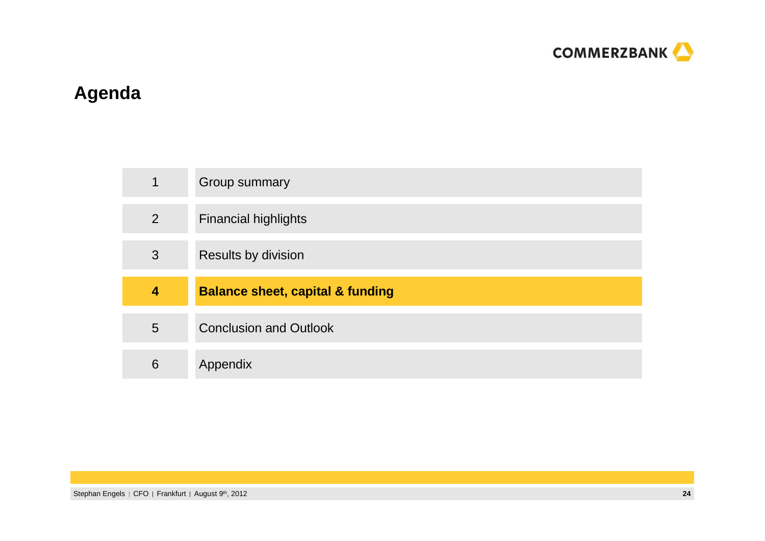# Agenda

| | |
|---|---|
| 1 | Group summary |
| 2 | Financial highlights |
| 3 | Results by division |
| **4** | **Balance sheet, capital & funding** |
| 5 | Conclusion and Outlook |
| 6 | Appendix |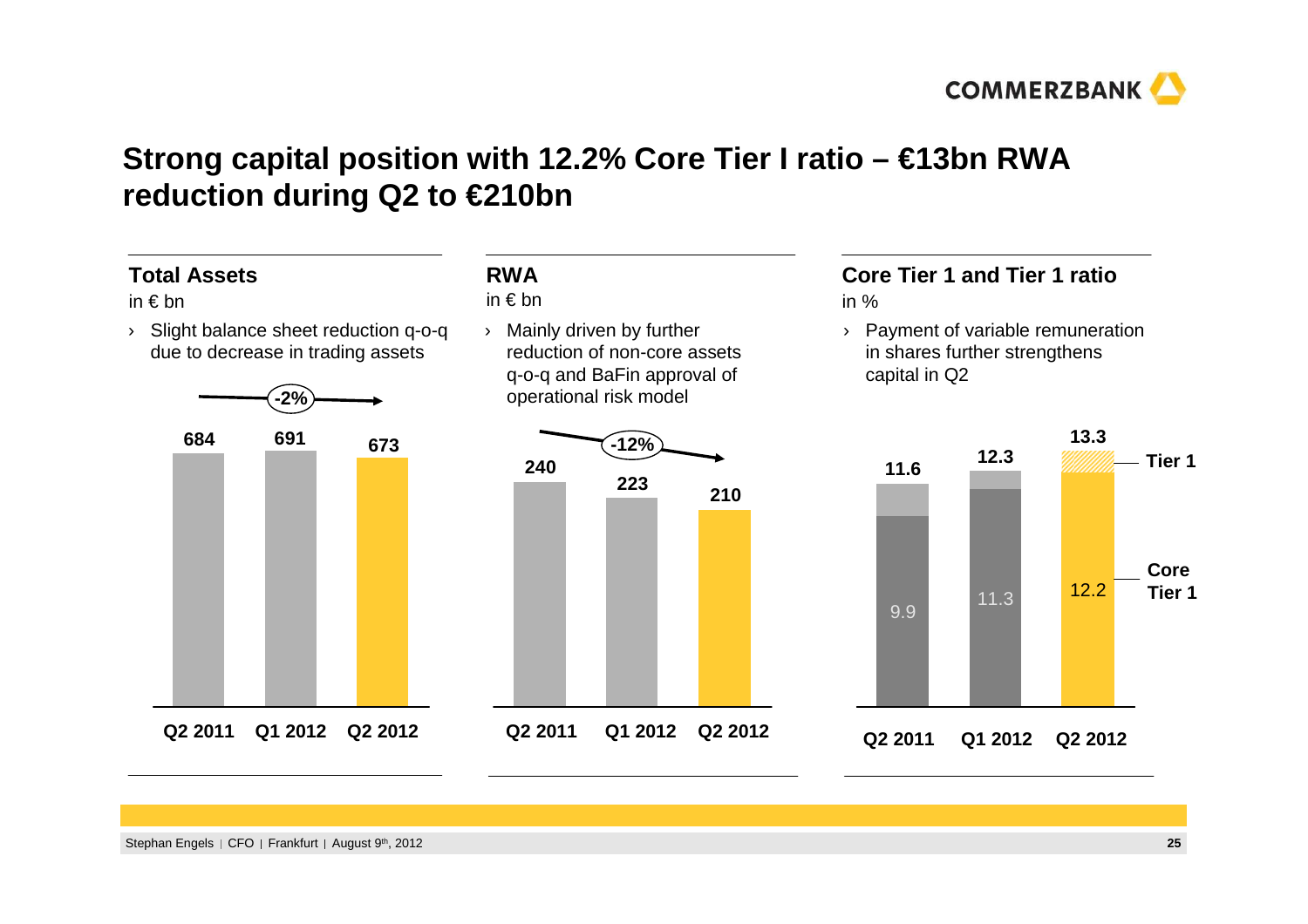# Strong capital position with 12.2% Core Tier I ratio – €13bn RWA reduction during Q2 to €210bn

## Total Assets

in € bn

- Slight balance sheet reduction q-o-q due to decrease in trading assets

| | Q2 2011 | Q1 2012 | Q2 2012 |
|---|---|---|---|
| Total Assets | 684 | 691 | 673 |

-2%

## RWA

in € bn

- Mainly driven by further reduction of non-core assets q-o-q and BaFin approval of operational risk model

| | Q2 2011 | Q1 2012 | Q2 2012 |
|---|---|---|---|
| RWA | 240 | 223 | 210 |

-12%

## Core Tier 1 and Tier 1 ratio

in %

- Payment of variable remuneration in shares further strengthens capital in Q2

| | Q2 2011 | Q1 2012 | Q2 2012 |
|---|---|---|---|
| Tier 1 | 11.6 | 12.3 | 13.3 |
| Core Tier 1 | 9.9 | 11.3 | 12.2 |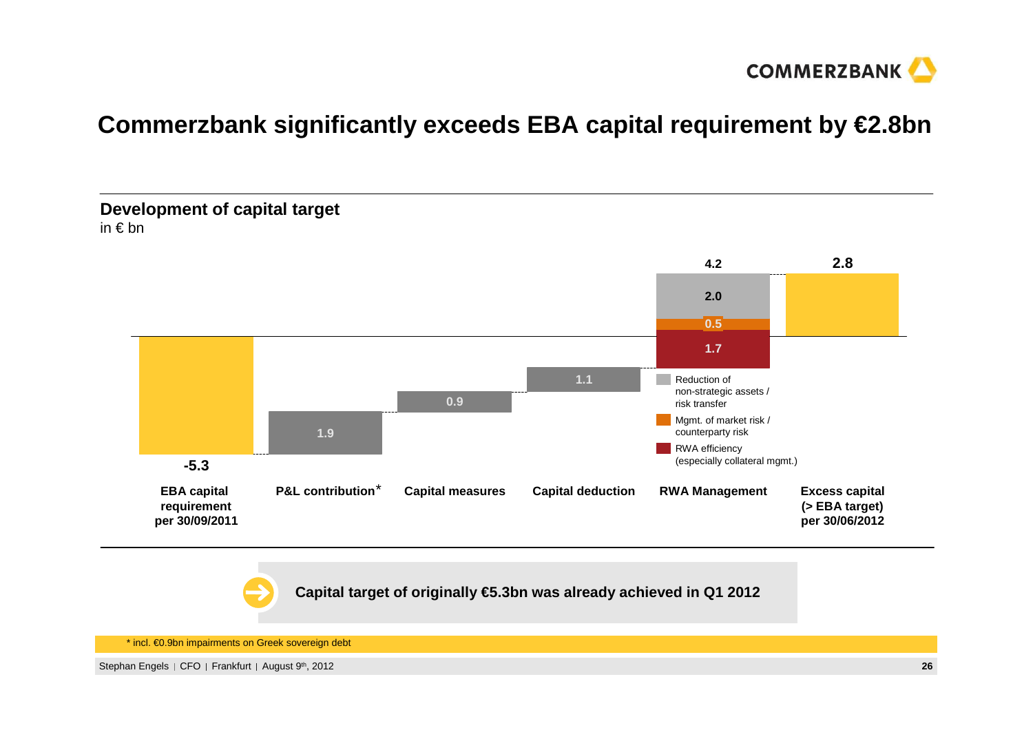# Commerzbank significantly exceeds EBA capital requirement by €2.8bn

## Development of capital target

in € bn

| | EBA capital requirement per 30/09/2011 | P&L contribution* | Capital measures | Capital deduction | RWA Management | Excess capital (> EBA target) per 30/06/2012 |
|---|---|---|---|---|---|---|
| Value | -5.3 | 1.9 | 0.9 | 1.1 | 4.2 | 2.8 |

RWA Management breakdown:

- Reduction of non-strategic assets / risk transfer: 2.0
- Mgmt. of market risk / counterparty risk: 0.5
- RWA efficiency (especially collateral mgmt.): 1.7

Capital target of originally €5.3bn was already achieved in Q1 2012

* incl. €0.9bn impairments on Greek sovereign debt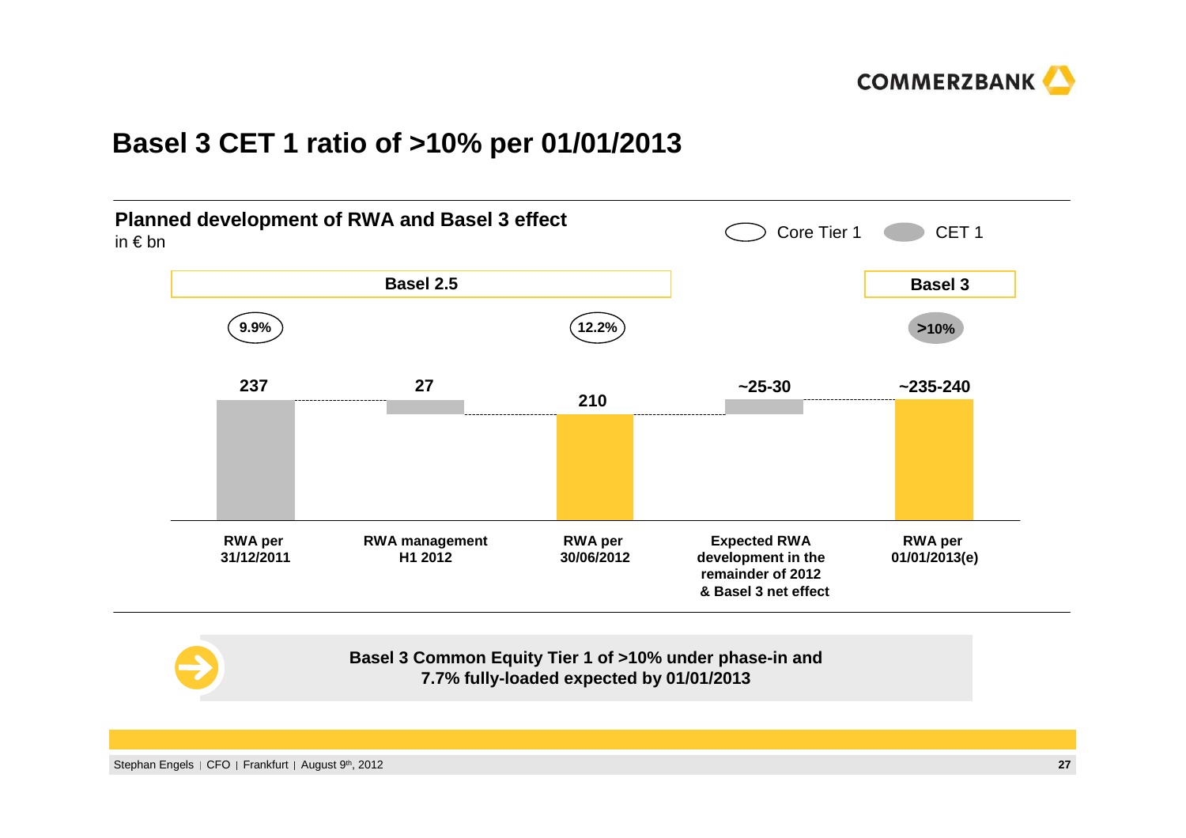# Basel 3 CET 1 ratio of >10% per 01/01/2013

## Planned development of RWA and Basel 3 effect

in € bn

Core Tier 1 | CET 1

| | Basel 2.5 | | | | Basel 3 |
|---|---|---|---|---|---|
| Ratio | 9.9% | | 12.2% | | >10% |
| Value | 237 | 27 | 210 | ~25-30 | ~235-240 |
| | RWA per 31/12/2011 | RWA management H1 2012 | RWA per 30/06/2012 | Expected RWA development in the remainder of 2012 & Basel 3 net effect | RWA per 01/01/2013(e) |

**Basel 3 Common Equity Tier 1 of >10% under phase-in and 7.7% fully-loaded expected by 01/01/2013**

Stephan Engels | CFO | Frankfurt | August 9th, 2012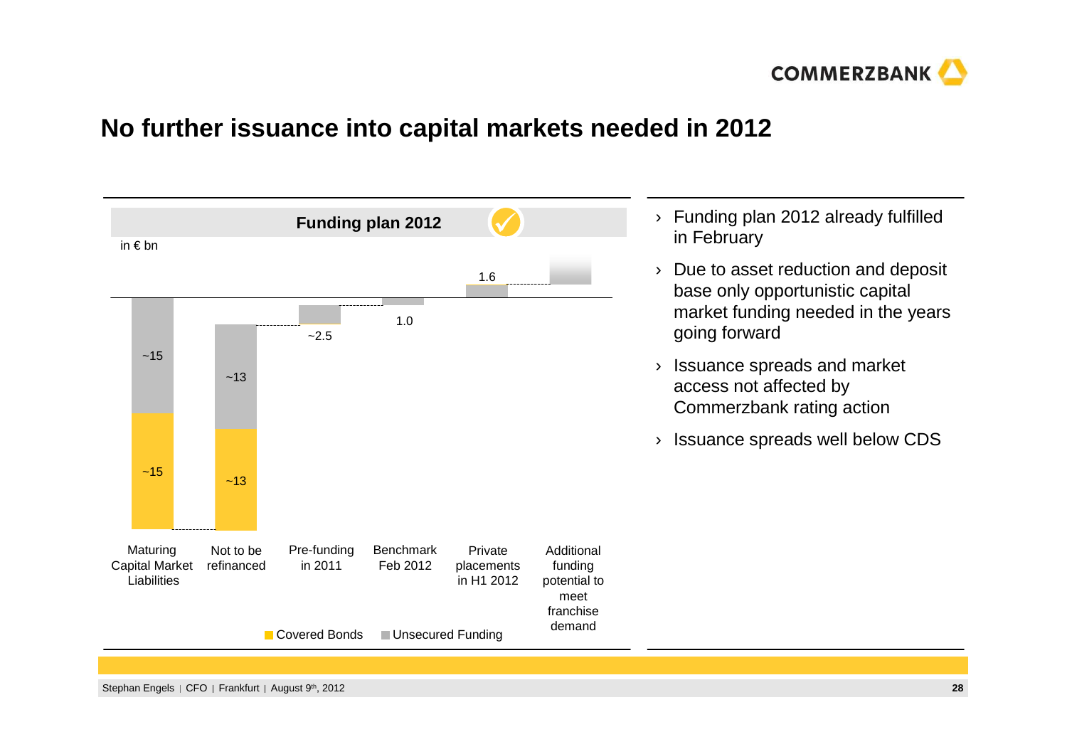# No further issuance into capital markets needed in 2012

**Funding plan 2012** ✓

in € bn

| | Maturing Capital Market Liabilities | Not to be refinanced | Pre-funding in 2011 | Benchmark Feb 2012 | Private placements in H1 2012 | Additional funding potential to meet franchise demand |
|---|---|---|---|---|---|---|
| Covered Bonds | ~15 | ~13 | | | | |
| Unsecured Funding | ~15 | ~13 | ~2.5 | 1.0 | 1.6 | |

Covered Bonds | Unsecured Funding

- Funding plan 2012 already fulfilled in February
- Due to asset reduction and deposit base only opportunistic capital market funding needed in the years going forward
- Issuance spreads and market access not affected by Commerzbank rating action
- Issuance spreads well below CDS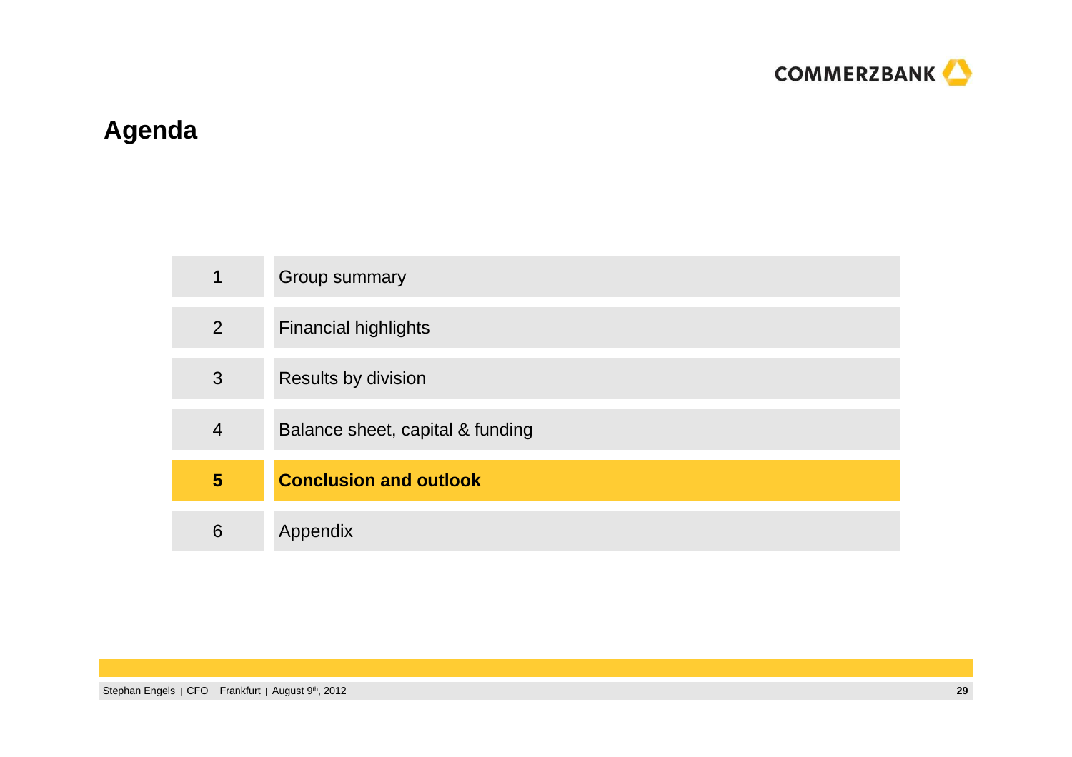# Agenda

| | |
|---|---|
| 1 | Group summary |
| 2 | Financial highlights |
| 3 | Results by division |
| 4 | Balance sheet, capital & funding |
| **5** | **Conclusion and outlook** |
| 6 | Appendix |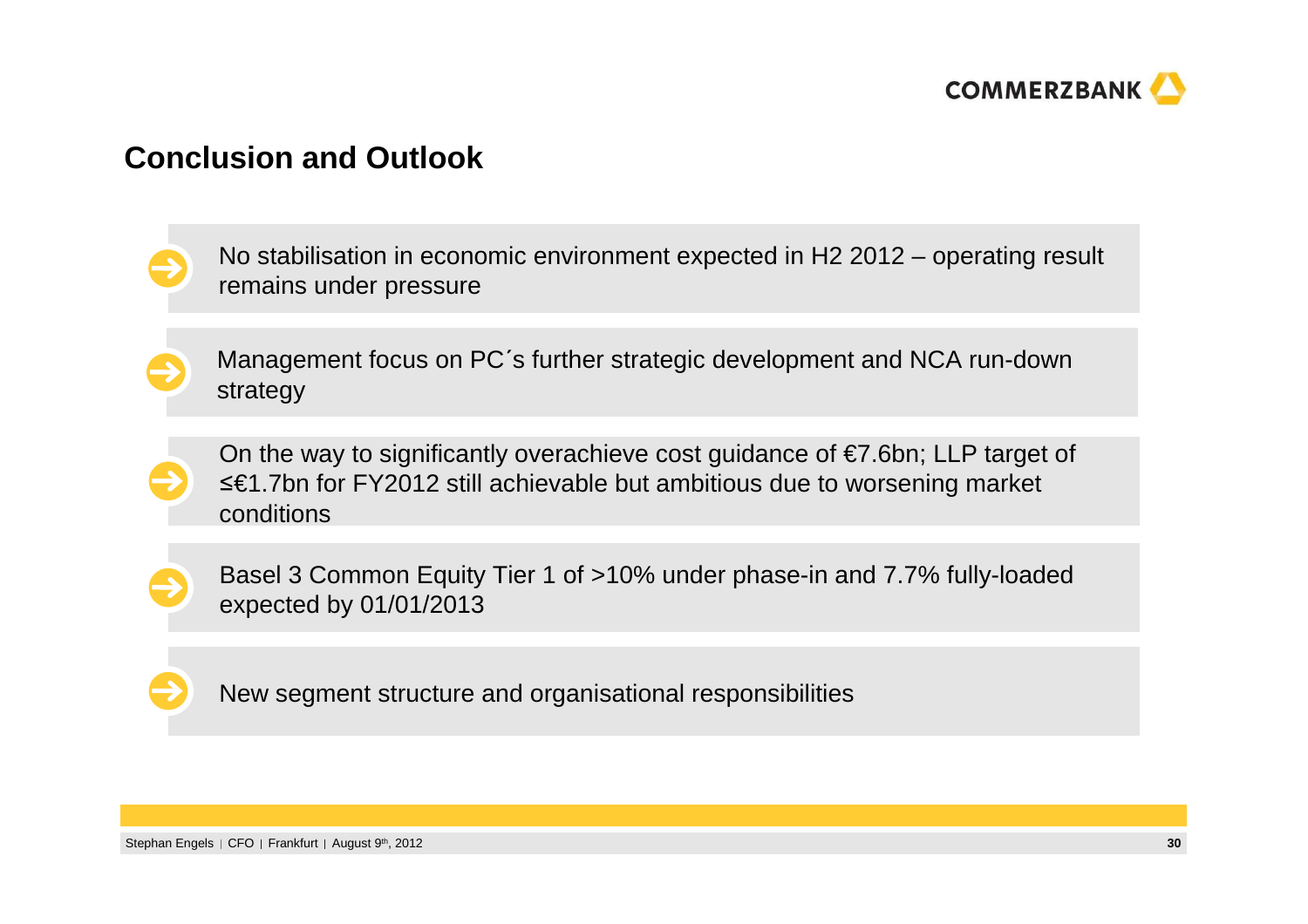## Conclusion and Outlook

- No stabilisation in economic environment expected in H2 2012 – operating result remains under pressure
- Management focus on PC´s further strategic development and NCA run-down strategy
- On the way to significantly overachieve cost guidance of €7.6bn; LLP target of ≤€1.7bn for FY2012 still achievable but ambitious due to worsening market conditions
- Basel 3 Common Equity Tier 1 of >10% under phase-in and 7.7% fully-loaded expected by 01/01/2013
- New segment structure and organisational responsibilities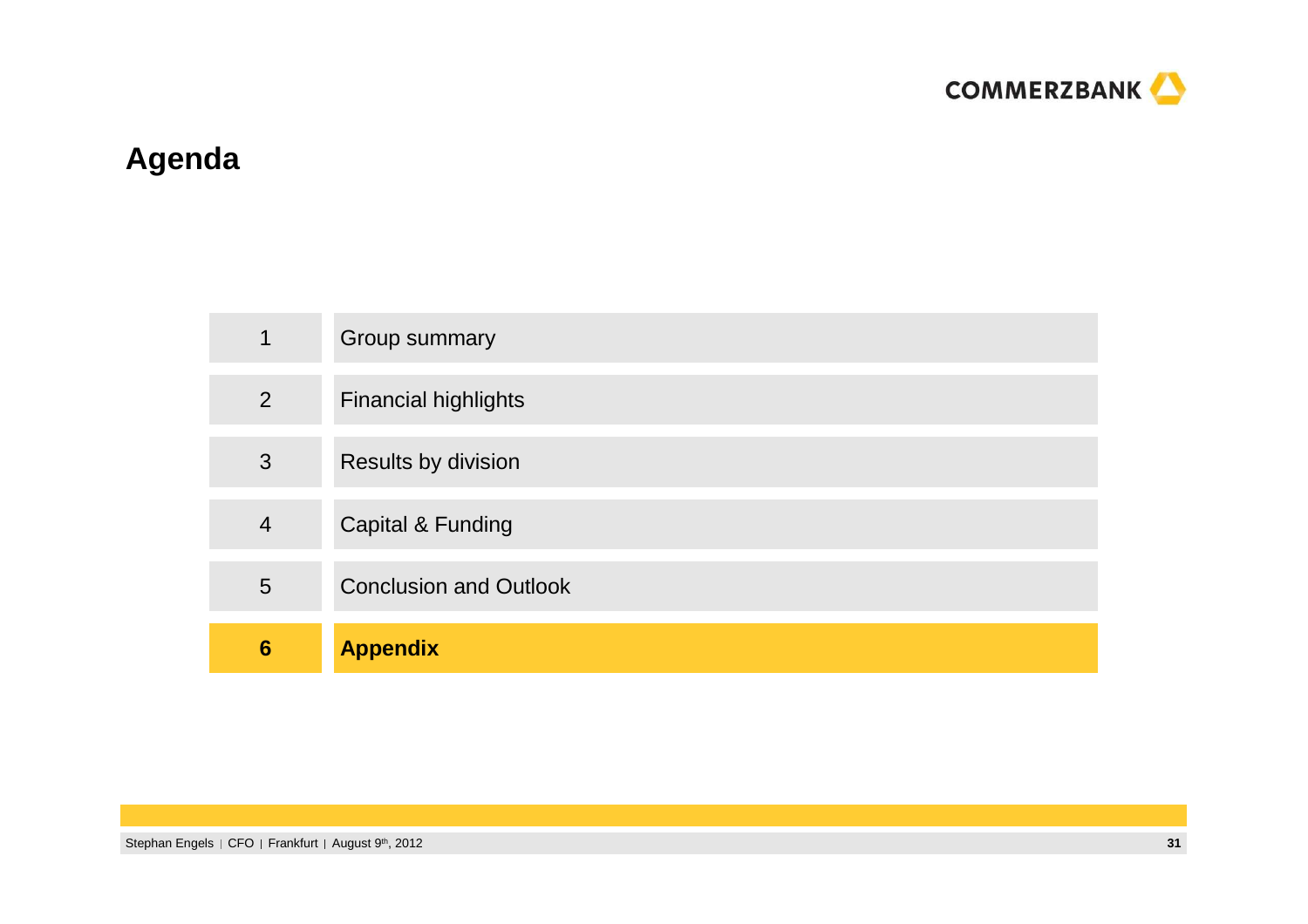# Agenda

| | |
|---|---|
| 1 | Group summary |
| 2 | Financial highlights |
| 3 | Results by division |
| 4 | Capital & Funding |
| 5 | Conclusion and Outlook |
| **6** | **Appendix** |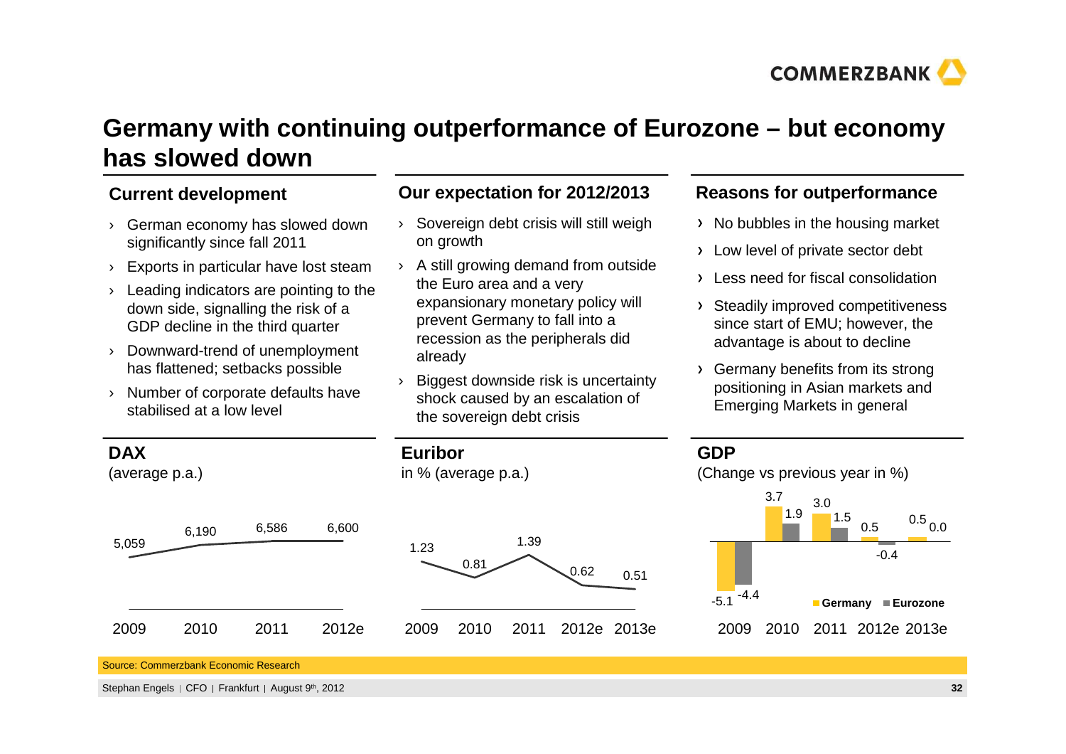# Germany with continuing outperformance of Eurozone – but economy has slowed down

## Current development

- German economy has slowed down significantly since fall 2011
- Exports in particular have lost steam
- Leading indicators are pointing to the down side, signalling the risk of a GDP decline in the third quarter
- Downward-trend of unemployment has flattened; setbacks possible
- Number of corporate defaults have stabilised at a low level

## Our expectation for 2012/2013

- Sovereign debt crisis will still weigh on growth
- A still growing demand from outside the Euro area and a very expansionary monetary policy will prevent Germany to fall into a recession as the peripherals did already
- Biggest downside risk is uncertainty shock caused by an escalation of the sovereign debt crisis

## Reasons for outperformance

- No bubbles in the housing market
- Low level of private sector debt
- Less need for fiscal consolidation
- Steadily improved competitiveness since start of EMU; however, the advantage is about to decline
- Germany benefits from its strong positioning in Asian markets and Emerging Markets in general

## DAX

(average p.a.)

| 2009 | 2010 | 2011 | 2012e |
|---|---|---|---|
| 5,059 | 6,190 | 6,586 | 6,600 |

## Euribor

in % (average p.a.)

| 2009 | 2010 | 2011 | 2012e | 2013e |
|---|---|---|---|---|
| 1.23 | 0.81 | 1.39 | 0.62 | 0.51 |

## GDP

(Change vs previous year in %)

| | 2009 | 2010 | 2011 | 2012e | 2013e |
|---|---|---|---|---|---|
| Germany | -5.1 | 3.7 | 3.0 | 0.5 | 0.5 |
| Eurozone | -4.4 | 1.9 | 1.5 | -0.4 | 0.0 |

Source: Commerzbank Economic Research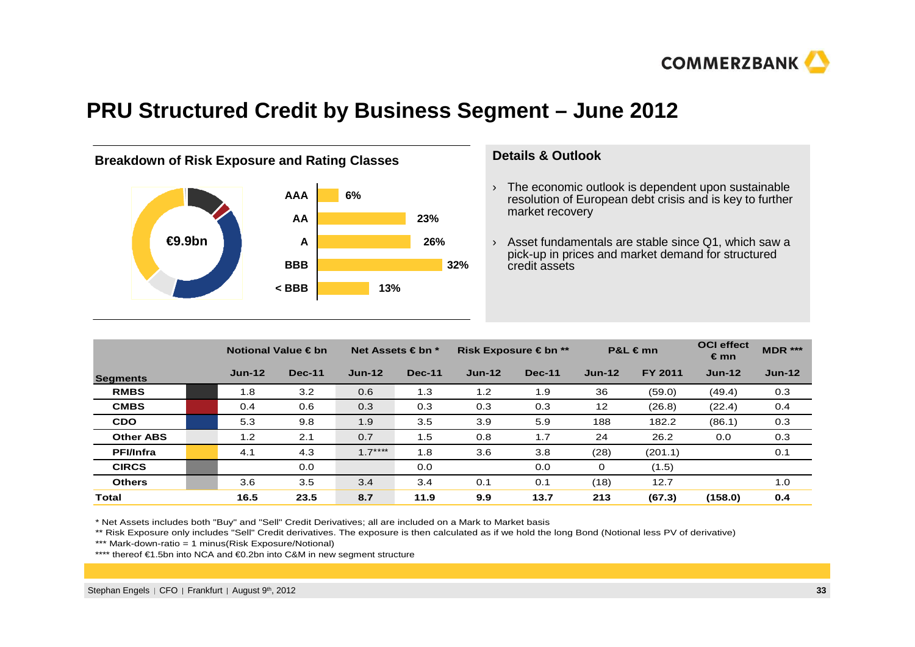# PRU Structured Credit by Business Segment – June 2012

## Breakdown of Risk Exposure and Rating Classes

€9.9bn

| Rating | Share |
|---|---|
| AAA | 6% |
| AA | 23% |
| A | 26% |
| BBB | 32% |
| < BBB | 13% |

## Details & Outlook

- The economic outlook is dependent upon sustainable resolution of European debt crisis and is key to further market recovery
- Asset fundamentals are stable since Q1, which saw a pick-up in prices and market demand for structured credit assets

| Segments | Notional Value € bn | | Net Assets € bn * | | Risk Exposure € bn ** | | P&L € mn | | OCI effect € mn | MDR *** |
|---|---|---|---|---|---|---|---|---|---|---|
| | Jun-12 | Dec-11 | Jun-12 | Dec-11 | Jun-12 | Dec-11 | Jun-12 | FY 2011 | Jun-12 | Jun-12 |
| RMBS | 1.8 | 3.2 | 0.6 | 1.3 | 1.2 | 1.9 | 36 | (59.0) | (49.4) | 0.3 |
| CMBS | 0.4 | 0.6 | 0.3 | 0.3 | 0.3 | 0.3 | 12 | (26.8) | (22.4) | 0.4 |
| CDO | 5.3 | 9.8 | 1.9 | 3.5 | 3.9 | 5.9 | 188 | 182.2 | (86.1) | 0.3 |
| Other ABS | 1.2 | 2.1 | 0.7 | 1.5 | 0.8 | 1.7 | 24 | 26.2 | 0.0 | 0.3 |
| PFI/Infra | 4.1 | 4.3 | 1.7**** | 1.8 | 3.6 | 3.8 | (28) | (201.1) | | 0.1 |
| CIRCS | | 0.0 | | 0.0 | | 0.0 | 0 | (1.5) | | |
| Others | 3.6 | 3.5 | 3.4 | 3.4 | 0.1 | 0.1 | (18) | 12.7 | | 1.0 |
| **Total** | **16.5** | **23.5** | **8.7** | **11.9** | **9.9** | **13.7** | **213** | **(67.3)** | **(158.0)** | **0.4** |

* Net Assets includes both "Buy" and "Sell" Credit Derivatives; all are included on a Mark to Market basis

** Risk Exposure only includes "Sell" Credit derivatives. The exposure is then calculated as if we hold the long Bond (Notional less PV of derivative)

*** Mark-down-ratio = 1 minus(Risk Exposure/Notional)

**** thereof €1.5bn into NCA and €0.2bn into C&M in new segment structure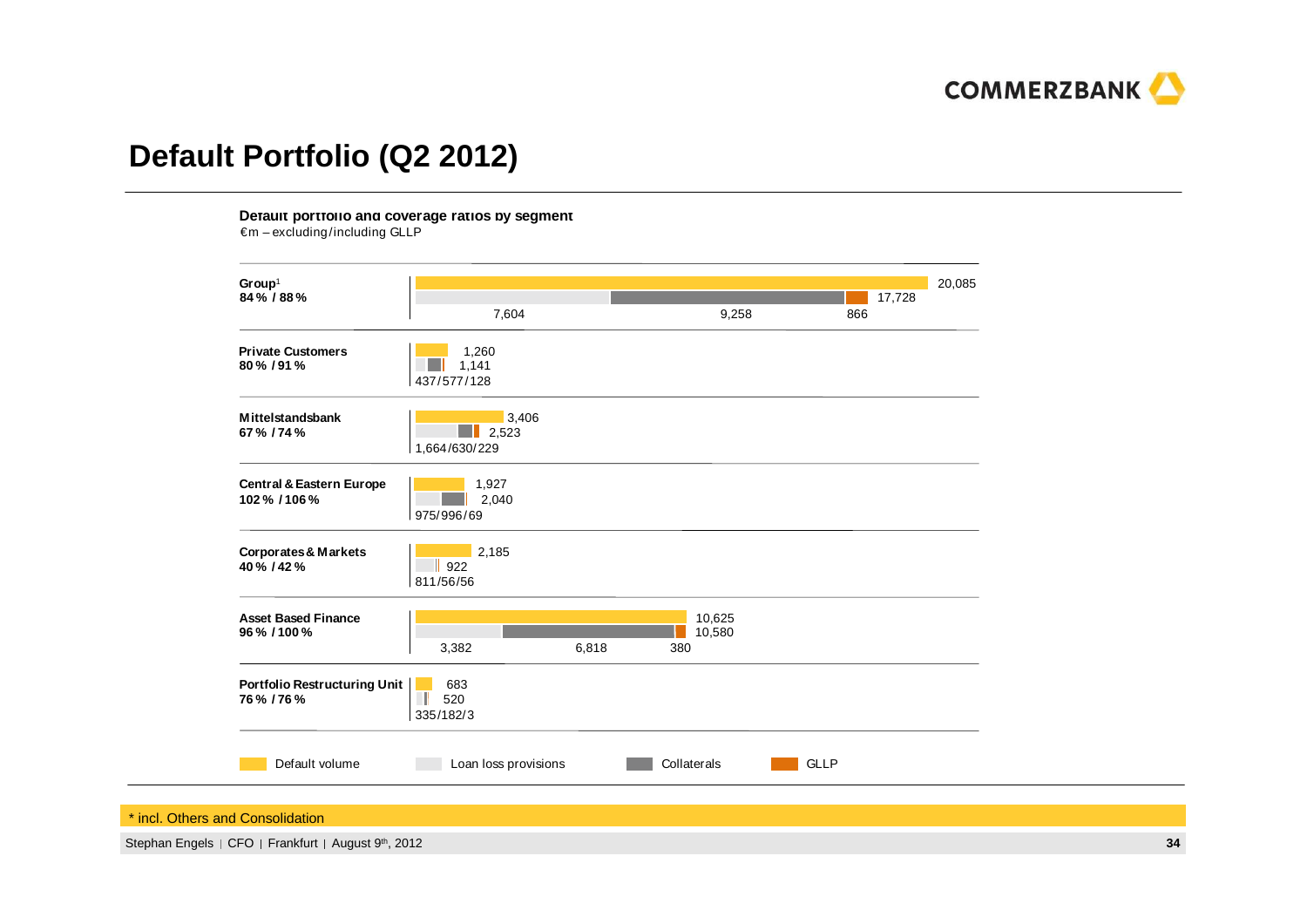# Default Portfolio (Q2 2012)

**Default portfolio and coverage ratios by segment**

€m – excluding/including GLLP

| Segment | Coverage ratio (excl./incl. GLLP) | Default volume | Loan loss provisions + Collaterals + GLLP | Loan loss provisions / Collaterals / GLLP |
|---|---|---|---|---|
| **Group**[1] | **84 % / 88 %** | 20,085 | 17,728 | 7,604 / 9,258 / 866 |
| **Private Customers** | **80 % / 91 %** | 1,260 | 1,141 | 437/577/128 |
| **Mittelstandsbank** | **67 % / 74 %** | 3,406 | 2,523 | 1,664/630/229 |
| **Central & Eastern Europe** | **102 % / 106 %** | 1,927 | 2,040 | 975/996/69 |
| **Corporates & Markets** | **40 % / 42 %** | 2,185 | 922 | 811/56/56 |
| **Asset Based Finance** | **96 % / 100 %** | 10,625 | 10,580 | 3,382 / 6,818 / 380 |
| **Portfolio Restructuring Unit** | **76 % / 76 %** | 683 | 520 | 335/182/3 |

Legend: Default volume | Loan loss provisions | Collaterals | GLLP

* incl. Others and Consolidation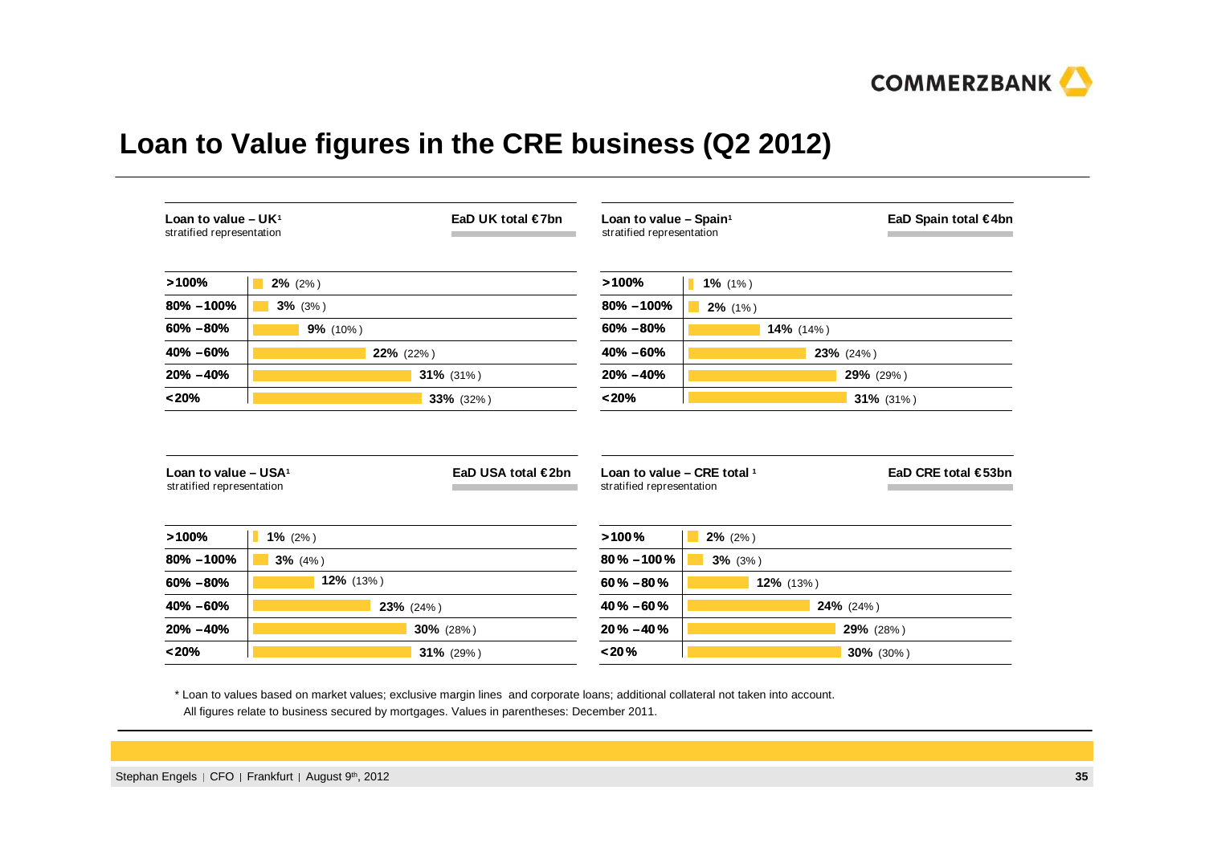# Loan to Value figures in the CRE business (Q2 2012)

**Loan to value – UK[1]**
stratified representation

**EaD UK total €7bn**

| Loan to value | Share |
|---|---|
| >100% | **2%** (2%) |
| 80% – 100% | **3%** (3%) |
| 60% – 80% | **9%** (10%) |
| 40% – 60% | **22%** (22%) |
| 20% – 40% | **31%** (31%) |
| <20% | **33%** (32%) |

**Loan to value – Spain[1]**
stratified representation

**EaD Spain total €4bn**

| Loan to value | Share |
|---|---|
| >100% | **1%** (1%) |
| 80% – 100% | **2%** (1%) |
| 60% – 80% | **14%** (14%) |
| 40% – 60% | **23%** (24%) |
| 20% – 40% | **29%** (29%) |
| <20% | **31%** (31%) |

**Loan to value – USA[1]**
stratified representation

**EaD USA total €2bn**

| Loan to value | Share |
|---|---|
| >100% | **1%** (2%) |
| 80% – 100% | **3%** (4%) |
| 60% – 80% | **12%** (13%) |
| 40% – 60% | **23%** (24%) |
| 20% – 40% | **30%** (28%) |
| <20% | **31%** (29%) |

**Loan to value – CRE total [1]**
stratified representation

**EaD CRE total €53bn**

| Loan to value | Share |
|---|---|
| >100% | **2%** (2%) |
| 80% – 100% | **3%** (3%) |
| 60% – 80% | **12%** (13%) |
| 40% – 60% | **24%** (24%) |
| 20% – 40% | **29%** (28%) |
| <20% | **30%** (30%) |

* Loan to values based on market values; exclusive margin lines and corporate loans; additional collateral not taken into account.
All figures relate to business secured by mortgages. Values in parentheses: December 2011.

Stephan Engels | CFO | Frankfurt | August 9th, 2012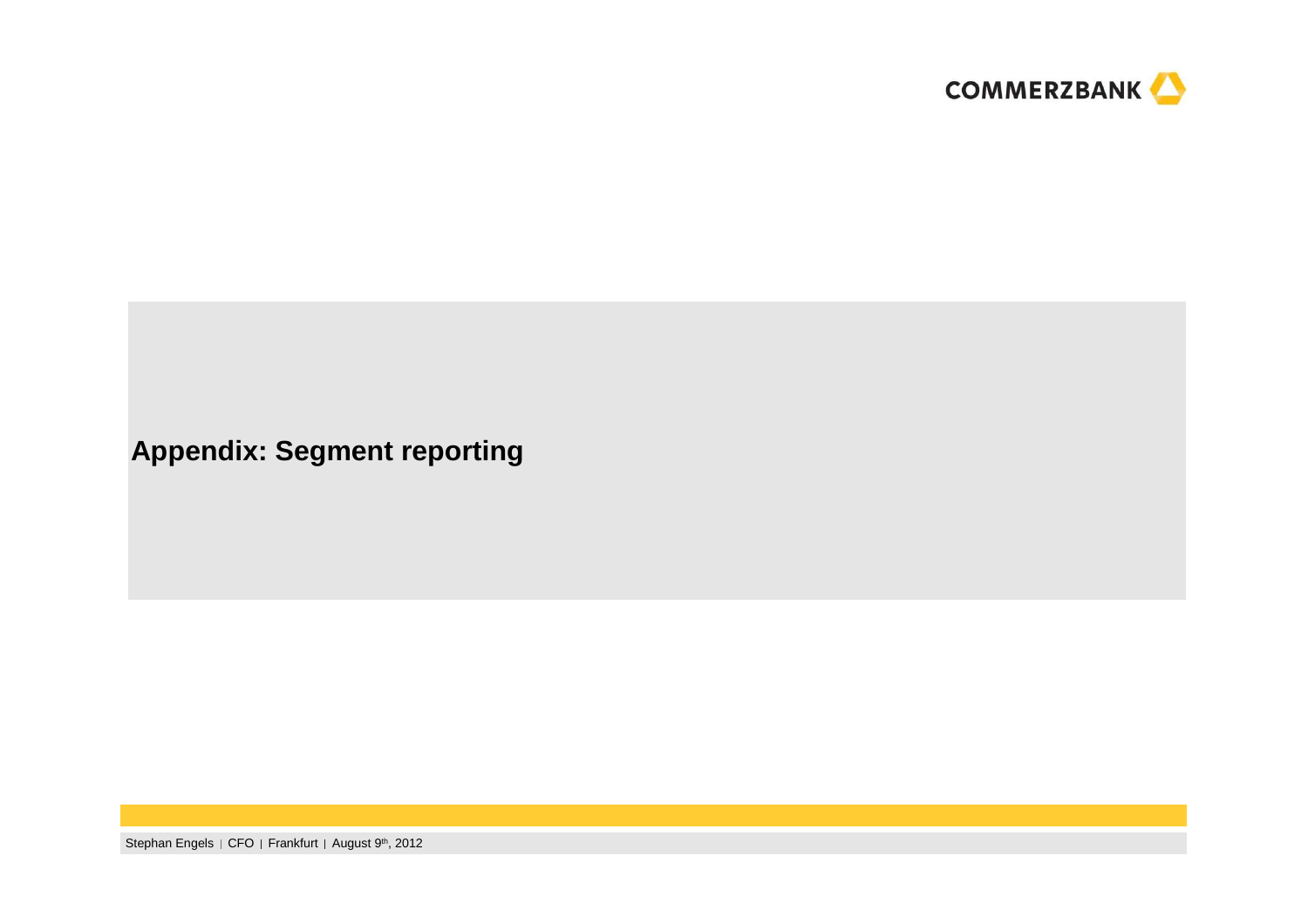# Appendix: Segment reporting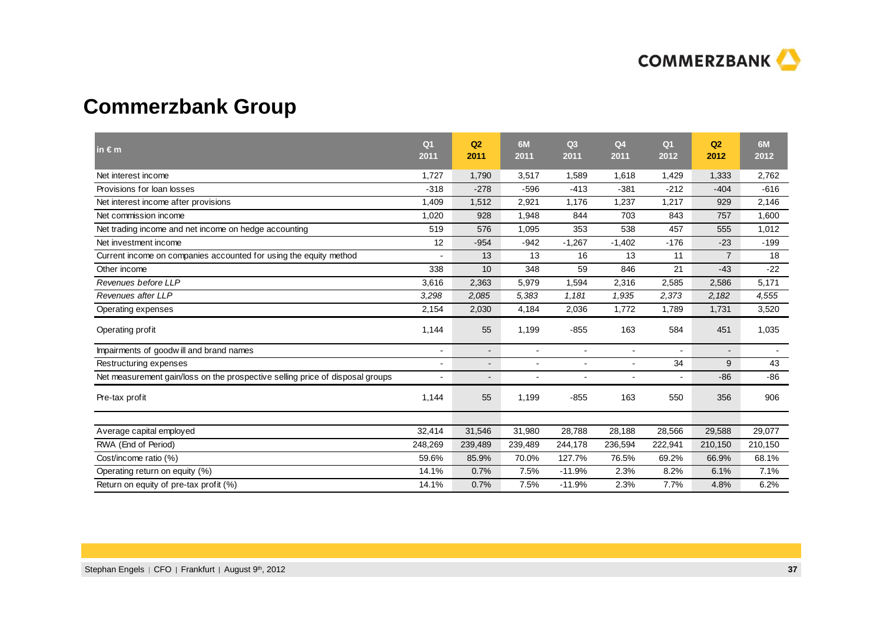# Commerzbank Group

| in € m | Q1 2011 | Q2 2011 | 6M 2011 | Q3 2011 | Q4 2011 | Q1 2012 | Q2 2012 | 6M 2012 |
|---|---|---|---|---|---|---|---|---|
| Net interest income | 1,727 | 1,790 | 3,517 | 1,589 | 1,618 | 1,429 | 1,333 | 2,762 |
| Provisions for loan losses | -318 | -278 | -596 | -413 | -381 | -212 | -404 | -616 |
| Net interest income after provisions | 1,409 | 1,512 | 2,921 | 1,176 | 1,237 | 1,217 | 929 | 2,146 |
| Net commission income | 1,020 | 928 | 1,948 | 844 | 703 | 843 | 757 | 1,600 |
| Net trading income and net income on hedge accounting | 519 | 576 | 1,095 | 353 | 538 | 457 | 555 | 1,012 |
| Net investment income | 12 | -954 | -942 | -1,267 | -1,402 | -176 | -23 | -199 |
| Current income on companies accounted for using the equity method | - | 13 | 13 | 16 | 13 | 11 | 7 | 18 |
| Other income | 338 | 10 | 348 | 59 | 846 | 21 | -43 | -22 |
| *Revenues before LLP* | 3,616 | 2,363 | 5,979 | 1,594 | 2,316 | 2,585 | 2,586 | 5,171 |
| *Revenues after LLP* | *3,298* | *2,085* | *5,383* | *1,181* | *1,935* | *2,373* | *2,182* | *4,555* |
| Operating expenses | 2,154 | 2,030 | 4,184 | 2,036 | 1,772 | 1,789 | 1,731 | 3,520 |
| Operating profit | 1,144 | 55 | 1,199 | -855 | 163 | 584 | 451 | 1,035 |
| Impairments of goodwill and brand names | - | - | - | - | - | - | - | - |
| Restructuring expenses | - | - | - | - | - | 34 | 9 | 43 |
| Net measurement gain/loss on the prospective selling price of disposal groups | - | - | - | - | - | - | -86 | -86 |
| Pre-tax profit | 1,144 | 55 | 1,199 | -855 | 163 | 550 | 356 | 906 |
| | | | | | | | | |
| Average capital employed | 32,414 | 31,546 | 31,980 | 28,788 | 28,188 | 28,566 | 29,588 | 29,077 |
| RWA (End of Period) | 248,269 | 239,489 | 239,489 | 244,178 | 236,594 | 222,941 | 210,150 | 210,150 |
| Cost/income ratio (%) | 59.6% | 85.9% | 70.0% | 127.7% | 76.5% | 69.2% | 66.9% | 68.1% |
| Operating return on equity (%) | 14.1% | 0.7% | 7.5% | -11.9% | 2.3% | 8.2% | 6.1% | 7.1% |
| Return on equity of pre-tax profit (%) | 14.1% | 0.7% | 7.5% | -11.9% | 2.3% | 7.7% | 4.8% | 6.2% |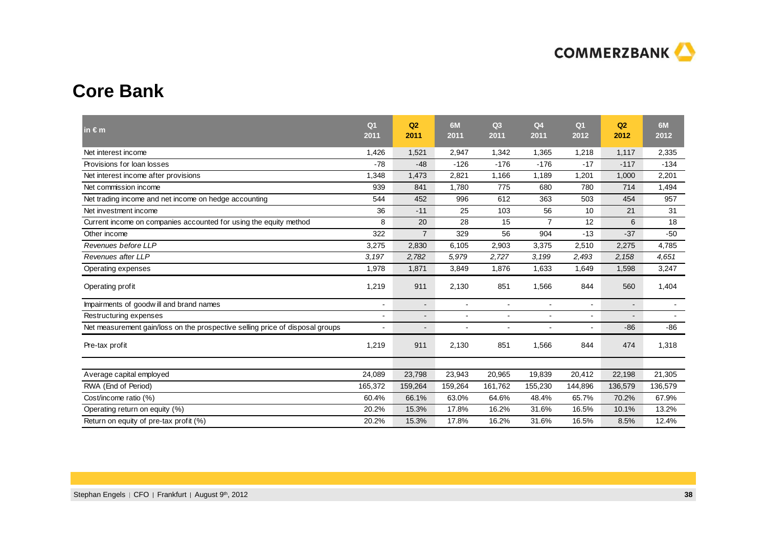# Core Bank

| in € m | Q1 2011 | Q2 2011 | 6M 2011 | Q3 2011 | Q4 2011 | Q1 2012 | Q2 2012 | 6M 2012 |
|---|---|---|---|---|---|---|---|---|
| Net interest income | 1,426 | 1,521 | 2,947 | 1,342 | 1,365 | 1,218 | 1,117 | 2,335 |
| Provisions for loan losses | -78 | -48 | -126 | -176 | -176 | -17 | -117 | -134 |
| Net interest income after provisions | 1,348 | 1,473 | 2,821 | 1,166 | 1,189 | 1,201 | 1,000 | 2,201 |
| Net commission income | 939 | 841 | 1,780 | 775 | 680 | 780 | 714 | 1,494 |
| Net trading income and net income on hedge accounting | 544 | 452 | 996 | 612 | 363 | 503 | 454 | 957 |
| Net investment income | 36 | -11 | 25 | 103 | 56 | 10 | 21 | 31 |
| Current income on companies accounted for using the equity method | 8 | 20 | 28 | 15 | 7 | 12 | 6 | 18 |
| Other income | 322 | 7 | 329 | 56 | 904 | -13 | -37 | -50 |
| *Revenues before LLP* | 3,275 | 2,830 | 6,105 | 2,903 | 3,375 | 2,510 | 2,275 | 4,785 |
| *Revenues after LLP* | *3,197* | *2,782* | *5,979* | *2,727* | *3,199* | *2,493* | *2,158* | *4,651* |
| Operating expenses | 1,978 | 1,871 | 3,849 | 1,876 | 1,633 | 1,649 | 1,598 | 3,247 |
| Operating profit | 1,219 | 911 | 2,130 | 851 | 1,566 | 844 | 560 | 1,404 |
| Impairments of goodwill and brand names | - | - | - | - | - | - | - | - |
| Restructuring expenses | - | - | - | - | - | - | - | - |
| Net measurement gain/loss on the prospective selling price of disposal groups | - | - | - | - | - | - | -86 | -86 |
| Pre-tax profit | 1,219 | 911 | 2,130 | 851 | 1,566 | 844 | 474 | 1,318 |
| | | | | | | | | |
| Average capital employed | 24,089 | 23,798 | 23,943 | 20,965 | 19,839 | 20,412 | 22,198 | 21,305 |
| RWA (End of Period) | 165,372 | 159,264 | 159,264 | 161,762 | 155,230 | 144,896 | 136,579 | 136,579 |
| Cost/income ratio (%) | 60.4% | 66.1% | 63.0% | 64.6% | 48.4% | 65.7% | 70.2% | 67.9% |
| Operating return on equity (%) | 20.2% | 15.3% | 17.8% | 16.2% | 31.6% | 16.5% | 10.1% | 13.2% |
| Return on equity of pre-tax profit (%) | 20.2% | 15.3% | 17.8% | 16.2% | 31.6% | 16.5% | 8.5% | 12.4% |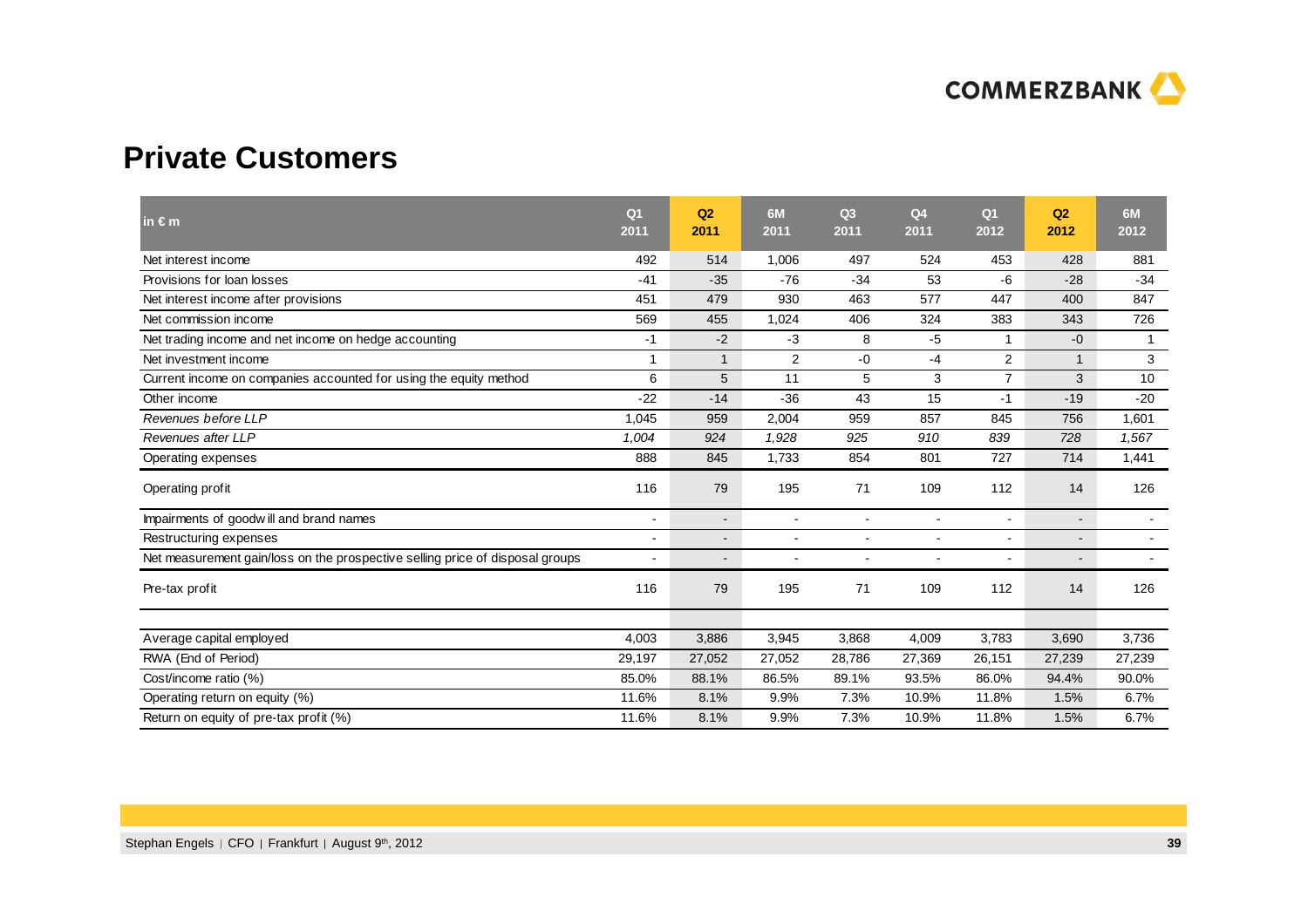# Private Customers

| in € m | Q1 2011 | Q2 2011 | 6M 2011 | Q3 2011 | Q4 2011 | Q1 2012 | Q2 2012 | 6M 2012 |
|---|---|---|---|---|---|---|---|---|
| Net interest income | 492 | 514 | 1,006 | 497 | 524 | 453 | 428 | 881 |
| Provisions for loan losses | -41 | -35 | -76 | -34 | 53 | -6 | -28 | -34 |
| Net interest income after provisions | 451 | 479 | 930 | 463 | 577 | 447 | 400 | 847 |
| Net commission income | 569 | 455 | 1,024 | 406 | 324 | 383 | 343 | 726 |
| Net trading income and net income on hedge accounting | -1 | -2 | -3 | 8 | -5 | 1 | -0 | 1 |
| Net investment income | 1 | 1 | 2 | -0 | -4 | 2 | 1 | 3 |
| Current income on companies accounted for using the equity method | 6 | 5 | 11 | 5 | 3 | 7 | 3 | 10 |
| Other income | -22 | -14 | -36 | 43 | 15 | -1 | -19 | -20 |
| *Revenues before LLP* | 1,045 | 959 | 2,004 | 959 | 857 | 845 | 756 | 1,601 |
| *Revenues after LLP* | *1,004* | *924* | *1,928* | *925* | *910* | *839* | *728* | *1,567* |
| Operating expenses | 888 | 845 | 1,733 | 854 | 801 | 727 | 714 | 1,441 |
| Operating profit | 116 | 79 | 195 | 71 | 109 | 112 | 14 | 126 |
| Impairments of goodwill and brand names | - | - | - | - | - | - | - | - |
| Restructuring expenses | - | - | - | - | - | - | - | - |
| Net measurement gain/loss on the prospective selling price of disposal groups | - | - | - | - | - | - | - | - |
| Pre-tax profit | 116 | 79 | 195 | 71 | 109 | 112 | 14 | 126 |
| | | | | | | | | |
| Average capital employed | 4,003 | 3,886 | 3,945 | 3,868 | 4,009 | 3,783 | 3,690 | 3,736 |
| RWA (End of Period) | 29,197 | 27,052 | 27,052 | 28,786 | 27,369 | 26,151 | 27,239 | 27,239 |
| Cost/income ratio (%) | 85.0% | 88.1% | 86.5% | 89.1% | 93.5% | 86.0% | 94.4% | 90.0% |
| Operating return on equity (%) | 11.6% | 8.1% | 9.9% | 7.3% | 10.9% | 11.8% | 1.5% | 6.7% |
| Return on equity of pre-tax profit (%) | 11.6% | 8.1% | 9.9% | 7.3% | 10.9% | 11.8% | 1.5% | 6.7% |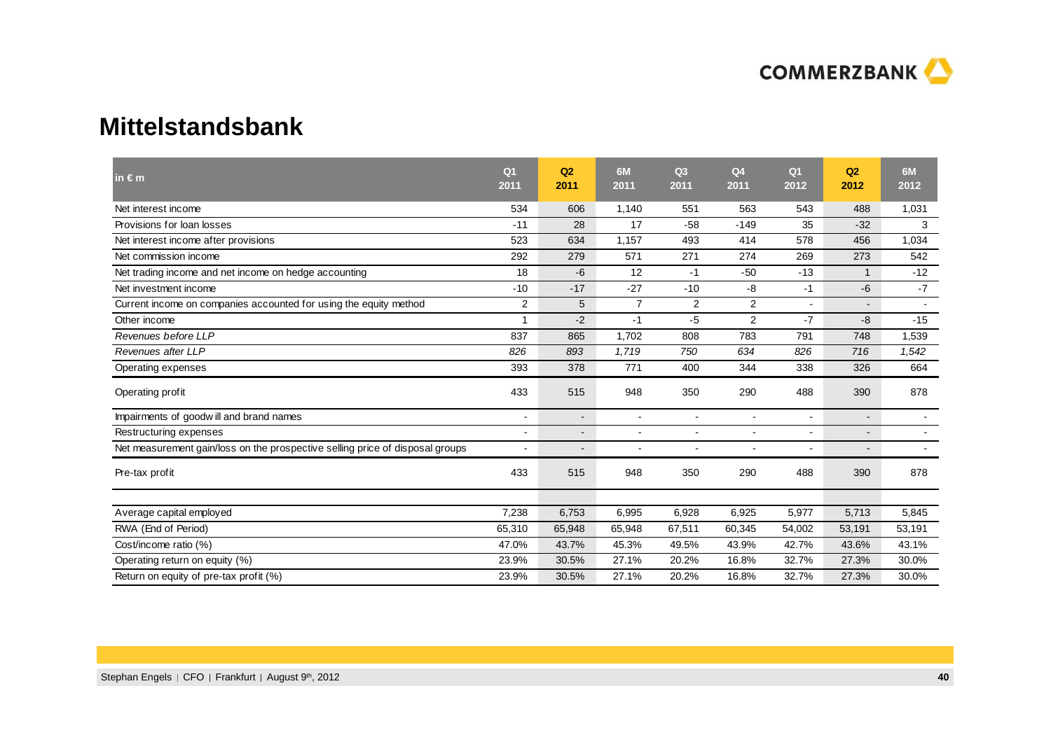# Mittelstandsbank

| in € m | Q1 2011 | Q2 2011 | 6M 2011 | Q3 2011 | Q4 2011 | Q1 2012 | Q2 2012 | 6M 2012 |
|---|---|---|---|---|---|---|---|---|
| Net interest income | 534 | 606 | 1,140 | 551 | 563 | 543 | 488 | 1,031 |
| Provisions for loan losses | -11 | 28 | 17 | -58 | -149 | 35 | -32 | 3 |
| Net interest income after provisions | 523 | 634 | 1,157 | 493 | 414 | 578 | 456 | 1,034 |
| Net commission income | 292 | 279 | 571 | 271 | 274 | 269 | 273 | 542 |
| Net trading income and net income on hedge accounting | 18 | -6 | 12 | -1 | -50 | -13 | 1 | -12 |
| Net investment income | -10 | -17 | -27 | -10 | -8 | -1 | -6 | -7 |
| Current income on companies accounted for using the equity method | 2 | 5 | 7 | 2 | 2 | - | - | - |
| Other income | 1 | -2 | -1 | -5 | 2 | -7 | -8 | -15 |
| *Revenues before LLP* | 837 | 865 | 1,702 | 808 | 783 | 791 | 748 | 1,539 |
| *Revenues after LLP* | *826* | *893* | *1,719* | *750* | *634* | *826* | *716* | *1,542* |
| Operating expenses | 393 | 378 | 771 | 400 | 344 | 338 | 326 | 664 |
| Operating profit | 433 | 515 | 948 | 350 | 290 | 488 | 390 | 878 |
| Impairments of goodwill and brand names | - | - | - | - | - | - | - | - |
| Restructuring expenses | - | - | - | - | - | - | - | - |
| Net measurement gain/loss on the prospective selling price of disposal groups | - | - | - | - | - | - | - | - |
| Pre-tax profit | 433 | 515 | 948 | 350 | 290 | 488 | 390 | 878 |
| | | | | | | | | |
| Average capital employed | 7,238 | 6,753 | 6,995 | 6,928 | 6,925 | 5,977 | 5,713 | 5,845 |
| RWA (End of Period) | 65,310 | 65,948 | 65,948 | 67,511 | 60,345 | 54,002 | 53,191 | 53,191 |
| Cost/income ratio (%) | 47.0% | 43.7% | 45.3% | 49.5% | 43.9% | 42.7% | 43.6% | 43.1% |
| Operating return on equity (%) | 23.9% | 30.5% | 27.1% | 20.2% | 16.8% | 32.7% | 27.3% | 30.0% |
| Return on equity of pre-tax profit (%) | 23.9% | 30.5% | 27.1% | 20.2% | 16.8% | 32.7% | 27.3% | 30.0% |

Stephan Engels | CFO | Frankfurt | August 9th, 2012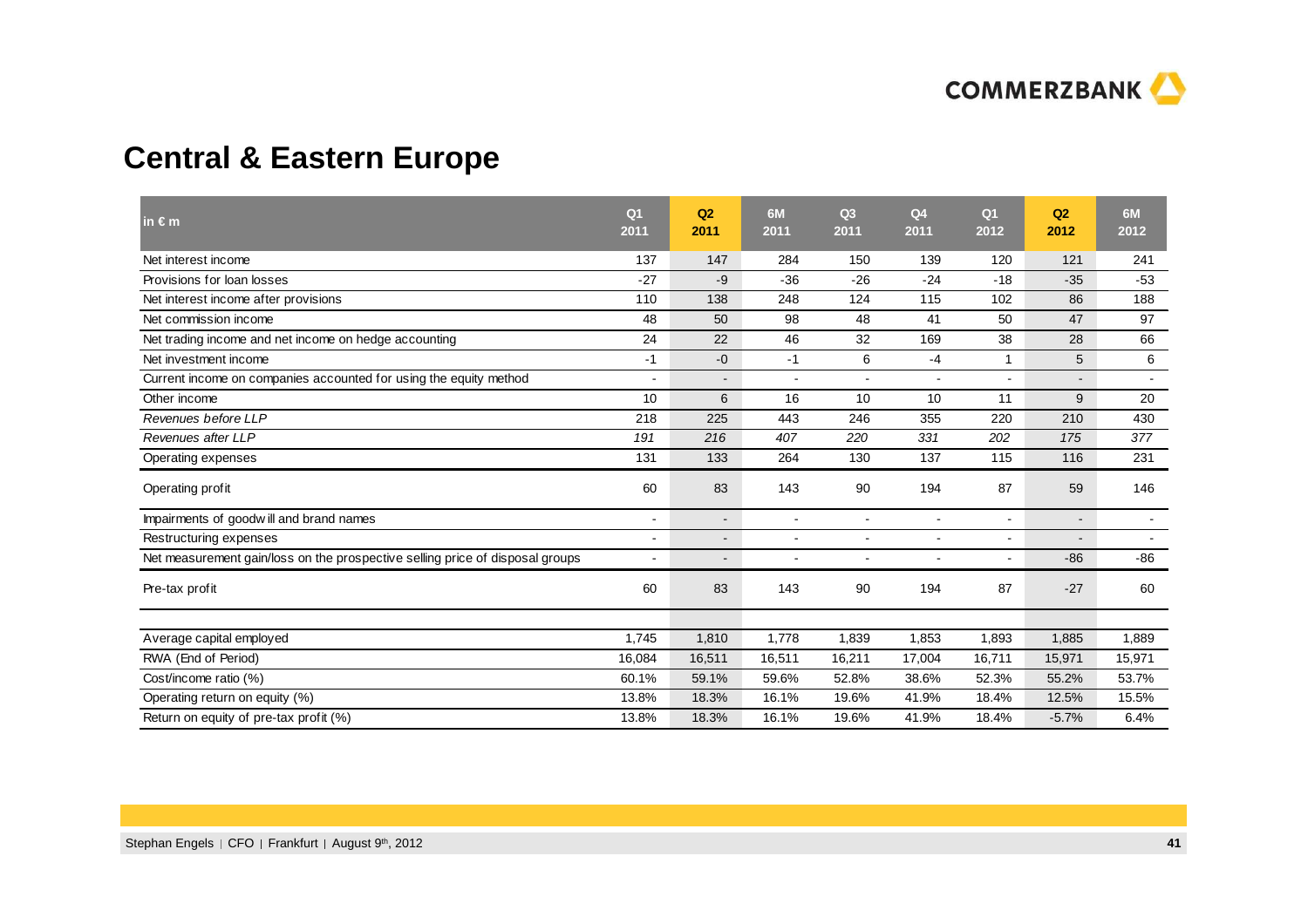# Central & Eastern Europe

| in € m | Q1 2011 | Q2 2011 | 6M 2011 | Q3 2011 | Q4 2011 | Q1 2012 | Q2 2012 | 6M 2012 |
|---|---|---|---|---|---|---|---|---|
| Net interest income | 137 | 147 | 284 | 150 | 139 | 120 | 121 | 241 |
| Provisions for loan losses | -27 | -9 | -36 | -26 | -24 | -18 | -35 | -53 |
| Net interest income after provisions | 110 | 138 | 248 | 124 | 115 | 102 | 86 | 188 |
| Net commission income | 48 | 50 | 98 | 48 | 41 | 50 | 47 | 97 |
| Net trading income and net income on hedge accounting | 24 | 22 | 46 | 32 | 169 | 38 | 28 | 66 |
| Net investment income | -1 | -0 | -1 | 6 | -4 | 1 | 5 | 6 |
| Current income on companies accounted for using the equity method | - | - | - | - | - | - | - | - |
| Other income | 10 | 6 | 16 | 10 | 10 | 11 | 9 | 20 |
| *Revenues before LLP* | 218 | 225 | 443 | 246 | 355 | 220 | 210 | 430 |
| *Revenues after LLP* | *191* | *216* | *407* | *220* | *331* | *202* | *175* | *377* |
| Operating expenses | 131 | 133 | 264 | 130 | 137 | 115 | 116 | 231 |
| Operating profit | 60 | 83 | 143 | 90 | 194 | 87 | 59 | 146 |
| Impairments of goodwill and brand names | - | - | - | - | - | - | - | - |
| Restructuring expenses | - | - | - | - | - | - | - | - |
| Net measurement gain/loss on the prospective selling price of disposal groups | - | - | - | - | - | - | -86 | -86 |
| Pre-tax profit | 60 | 83 | 143 | 90 | 194 | 87 | -27 | 60 |
| | | | | | | | | |
| Average capital employed | 1,745 | 1,810 | 1,778 | 1,839 | 1,853 | 1,893 | 1,885 | 1,889 |
| RWA (End of Period) | 16,084 | 16,511 | 16,511 | 16,211 | 17,004 | 16,711 | 15,971 | 15,971 |
| Cost/income ratio (%) | 60.1% | 59.1% | 59.6% | 52.8% | 38.6% | 52.3% | 55.2% | 53.7% |
| Operating return on equity (%) | 13.8% | 18.3% | 16.1% | 19.6% | 41.9% | 18.4% | 12.5% | 15.5% |
| Return on equity of pre-tax profit (%) | 13.8% | 18.3% | 16.1% | 19.6% | 41.9% | 18.4% | -5.7% | 6.4% |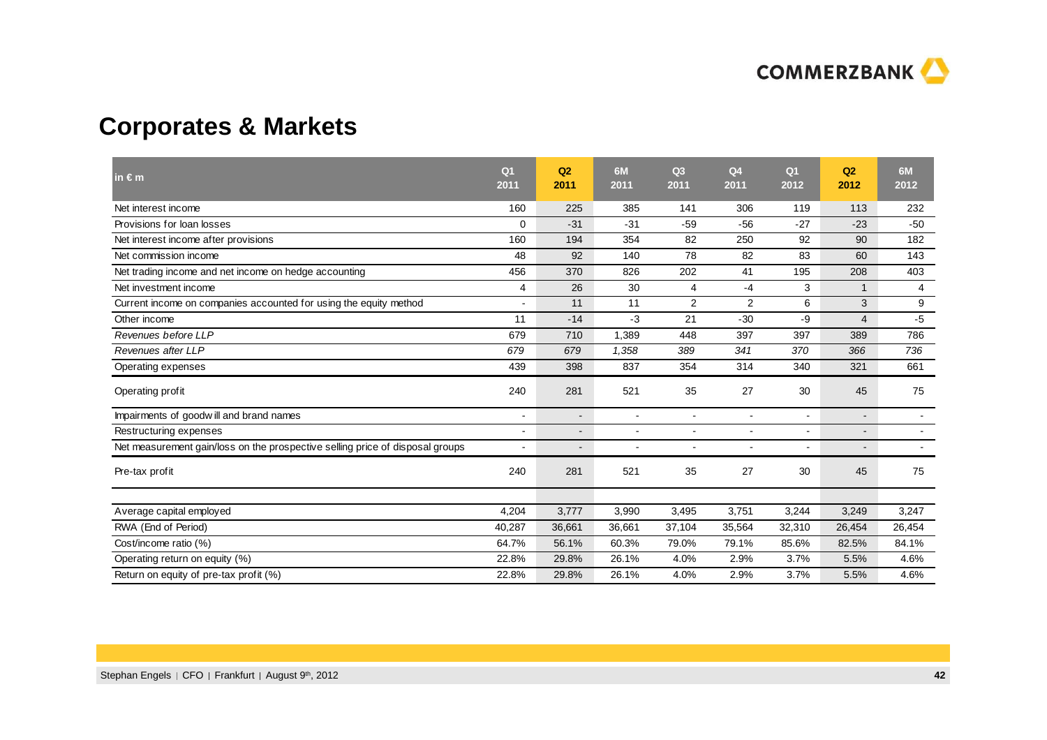# Corporates & Markets

| in € m | Q1 2011 | Q2 2011 | 6M 2011 | Q3 2011 | Q4 2011 | Q1 2012 | Q2 2012 | 6M 2012 |
|---|---|---|---|---|---|---|---|---|
| Net interest income | 160 | 225 | 385 | 141 | 306 | 119 | 113 | 232 |
| Provisions for loan losses | 0 | -31 | -31 | -59 | -56 | -27 | -23 | -50 |
| Net interest income after provisions | 160 | 194 | 354 | 82 | 250 | 92 | 90 | 182 |
| Net commission income | 48 | 92 | 140 | 78 | 82 | 83 | 60 | 143 |
| Net trading income and net income on hedge accounting | 456 | 370 | 826 | 202 | 41 | 195 | 208 | 403 |
| Net investment income | 4 | 26 | 30 | 4 | -4 | 3 | 1 | 4 |
| Current income on companies accounted for using the equity method | - | 11 | 11 | 2 | 2 | 6 | 3 | 9 |
| Other income | 11 | -14 | -3 | 21 | -30 | -9 | 4 | -5 |
| *Revenues before LLP* | 679 | 710 | 1,389 | 448 | 397 | 397 | 389 | 786 |
| *Revenues after LLP* | *679* | *679* | *1,358* | *389* | *341* | *370* | *366* | *736* |
| Operating expenses | 439 | 398 | 837 | 354 | 314 | 340 | 321 | 661 |
| Operating profit | 240 | 281 | 521 | 35 | 27 | 30 | 45 | 75 |
| Impairments of goodwill and brand names | - | - | - | - | - | - | - | - |
| Restructuring expenses | - | - | - | - | - | - | - | - |
| Net measurement gain/loss on the prospective selling price of disposal groups | - | - | - | - | - | - | - | - |
| Pre-tax profit | 240 | 281 | 521 | 35 | 27 | 30 | 45 | 75 |
| | | | | | | | | |
| Average capital employed | 4,204 | 3,777 | 3,990 | 3,495 | 3,751 | 3,244 | 3,249 | 3,247 |
| RWA (End of Period) | 40,287 | 36,661 | 36,661 | 37,104 | 35,564 | 32,310 | 26,454 | 26,454 |
| Cost/income ratio (%) | 64.7% | 56.1% | 60.3% | 79.0% | 79.1% | 85.6% | 82.5% | 84.1% |
| Operating return on equity (%) | 22.8% | 29.8% | 26.1% | 4.0% | 2.9% | 3.7% | 5.5% | 4.6% |
| Return on equity of pre-tax profit (%) | 22.8% | 29.8% | 26.1% | 4.0% | 2.9% | 3.7% | 5.5% | 4.6% |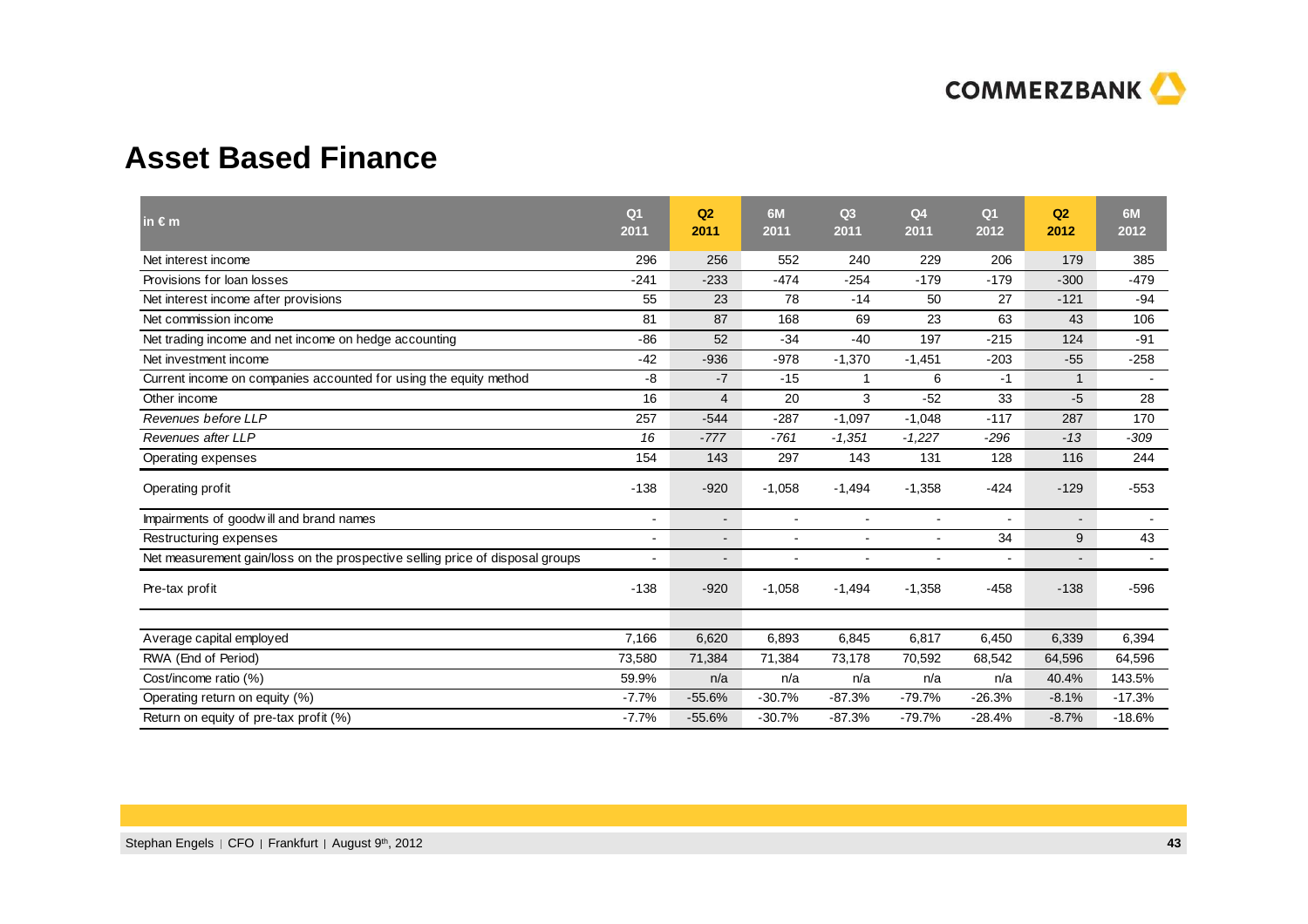## Asset Based Finance

| in € m | Q1 2011 | Q2 2011 | 6M 2011 | Q3 2011 | Q4 2011 | Q1 2012 | Q2 2012 | 6M 2012 |
|---|---|---|---|---|---|---|---|---|
| Net interest income | 296 | 256 | 552 | 240 | 229 | 206 | 179 | 385 |
| Provisions for loan losses | -241 | -233 | -474 | -254 | -179 | -179 | -300 | -479 |
| Net interest income after provisions | 55 | 23 | 78 | -14 | 50 | 27 | -121 | -94 |
| Net commission income | 81 | 87 | 168 | 69 | 23 | 63 | 43 | 106 |
| Net trading income and net income on hedge accounting | -86 | 52 | -34 | -40 | 197 | -215 | 124 | -91 |
| Net investment income | -42 | -936 | -978 | -1,370 | -1,451 | -203 | -55 | -258 |
| Current income on companies accounted for using the equity method | -8 | -7 | -15 | 1 | 6 | -1 | 1 | - |
| Other income | 16 | 4 | 20 | 3 | -52 | 33 | -5 | 28 |
| *Revenues before LLP* | 257 | -544 | -287 | -1,097 | -1,048 | -117 | 287 | 170 |
| *Revenues after LLP* | *16* | *-777* | *-761* | *-1,351* | *-1,227* | *-296* | *-13* | *-309* |
| Operating expenses | 154 | 143 | 297 | 143 | 131 | 128 | 116 | 244 |
| Operating profit | -138 | -920 | -1,058 | -1,494 | -1,358 | -424 | -129 | -553 |
| Impairments of goodwill and brand names | - | - | - | - | - | - | - | - |
| Restructuring expenses | - | - | - | - | - | 34 | 9 | 43 |
| Net measurement gain/loss on the prospective selling price of disposal groups | - | - | - | - | - | - | - | - |
| Pre-tax profit | -138 | -920 | -1,058 | -1,494 | -1,358 | -458 | -138 | -596 |
| | | | | | | | | |
| Average capital employed | 7,166 | 6,620 | 6,893 | 6,845 | 6,817 | 6,450 | 6,339 | 6,394 |
| RWA (End of Period) | 73,580 | 71,384 | 71,384 | 73,178 | 70,592 | 68,542 | 64,596 | 64,596 |
| Cost/income ratio (%) | 59.9% | n/a | n/a | n/a | n/a | n/a | 40.4% | 143.5% |
| Operating return on equity (%) | -7.7% | -55.6% | -30.7% | -87.3% | -79.7% | -26.3% | -8.1% | -17.3% |
| Return on equity of pre-tax profit (%) | -7.7% | -55.6% | -30.7% | -87.3% | -79.7% | -28.4% | -8.7% | -18.6% |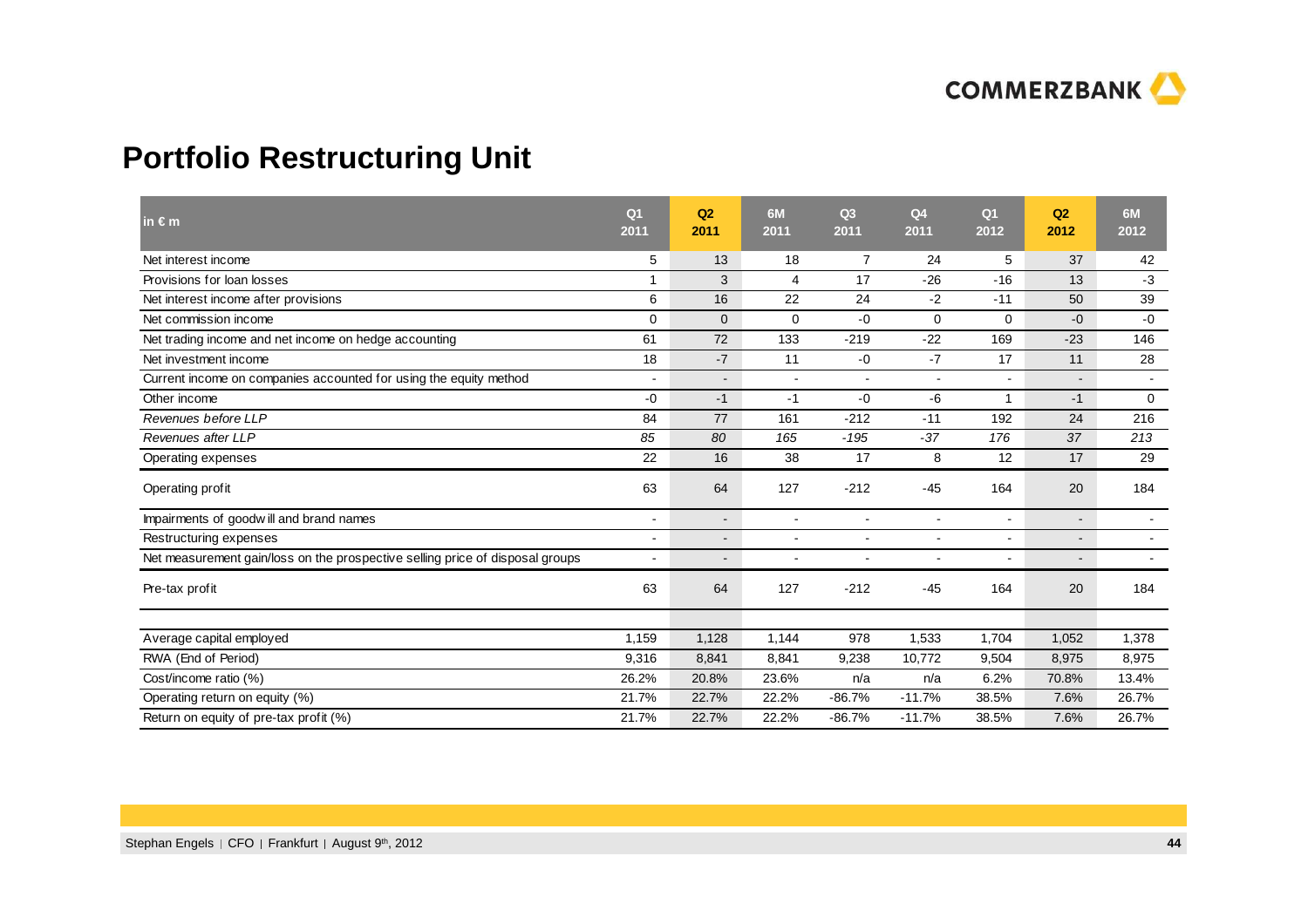# Portfolio Restructuring Unit

| in € m | Q1 2011 | Q2 2011 | 6M 2011 | Q3 2011 | Q4 2011 | Q1 2012 | Q2 2012 | 6M 2012 |
|---|---|---|---|---|---|---|---|---|
| Net interest income | 5 | 13 | 18 | 7 | 24 | 5 | 37 | 42 |
| Provisions for loan losses | 1 | 3 | 4 | 17 | -26 | -16 | 13 | -3 |
| Net interest income after provisions | 6 | 16 | 22 | 24 | -2 | -11 | 50 | 39 |
| Net commission income | 0 | 0 | 0 | -0 | 0 | 0 | -0 | -0 |
| Net trading income and net income on hedge accounting | 61 | 72 | 133 | -219 | -22 | 169 | -23 | 146 |
| Net investment income | 18 | -7 | 11 | -0 | -7 | 17 | 11 | 28 |
| Current income on companies accounted for using the equity method | - | - | - | - | - | - | - | - |
| Other income | -0 | -1 | -1 | -0 | -6 | 1 | -1 | 0 |
| *Revenues before LLP* | 84 | 77 | 161 | -212 | -11 | 192 | 24 | 216 |
| *Revenues after LLP* | *85* | *80* | *165* | *-195* | *-37* | *176* | *37* | *213* |
| Operating expenses | 22 | 16 | 38 | 17 | 8 | 12 | 17 | 29 |
| Operating profit | 63 | 64 | 127 | -212 | -45 | 164 | 20 | 184 |
| Impairments of goodwill and brand names | - | - | - | - | - | - | - | - |
| Restructuring expenses | - | - | - | - | - | - | - | - |
| Net measurement gain/loss on the prospective selling price of disposal groups | - | - | - | - | - | - | - | - |
| Pre-tax profit | 63 | 64 | 127 | -212 | -45 | 164 | 20 | 184 |
| | | | | | | | | |
| Average capital employed | 1,159 | 1,128 | 1,144 | 978 | 1,533 | 1,704 | 1,052 | 1,378 |
| RWA (End of Period) | 9,316 | 8,841 | 8,841 | 9,238 | 10,772 | 9,504 | 8,975 | 8,975 |
| Cost/income ratio (%) | 26.2% | 20.8% | 23.6% | n/a | n/a | 6.2% | 70.8% | 13.4% |
| Operating return on equity (%) | 21.7% | 22.7% | 22.2% | -86.7% | -11.7% | 38.5% | 7.6% | 26.7% |
| Return on equity of pre-tax profit (%) | 21.7% | 22.7% | 22.2% | -86.7% | -11.7% | 38.5% | 7.6% | 26.7% |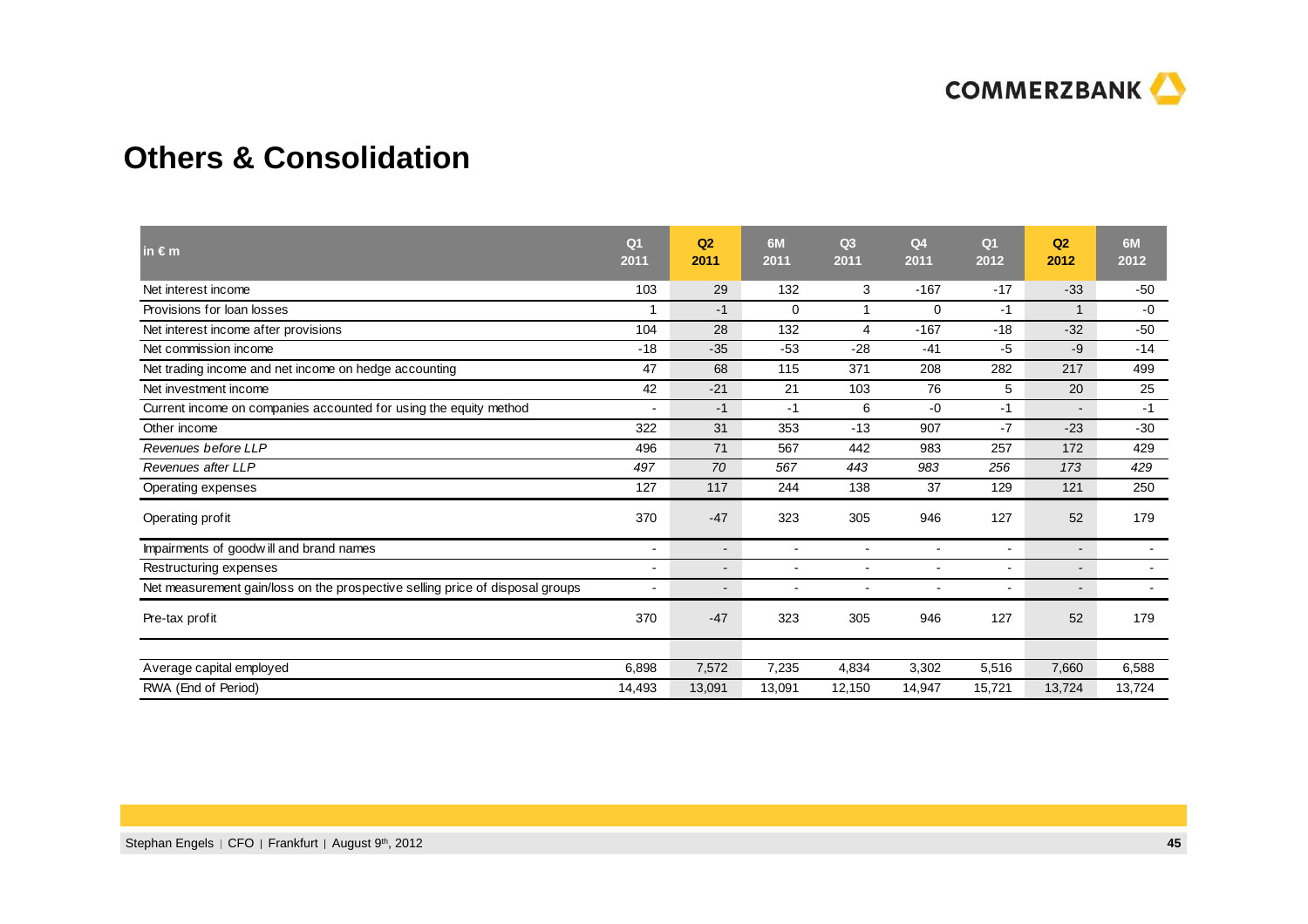# Others & Consolidation

| in € m | Q1 2011 | Q2 2011 | 6M 2011 | Q3 2011 | Q4 2011 | Q1 2012 | Q2 2012 | 6M 2012 |
|---|---|---|---|---|---|---|---|---|
| Net interest income | 103 | 29 | 132 | 3 | -167 | -17 | -33 | -50 |
| Provisions for loan losses | 1 | -1 | 0 | 1 | 0 | -1 | 1 | -0 |
| Net interest income after provisions | 104 | 28 | 132 | 4 | -167 | -18 | -32 | -50 |
| Net commission income | -18 | -35 | -53 | -28 | -41 | -5 | -9 | -14 |
| Net trading income and net income on hedge accounting | 47 | 68 | 115 | 371 | 208 | 282 | 217 | 499 |
| Net investment income | 42 | -21 | 21 | 103 | 76 | 5 | 20 | 25 |
| Current income on companies accounted for using the equity method | - | -1 | -1 | 6 | -0 | -1 | - | -1 |
| Other income | 322 | 31 | 353 | -13 | 907 | -7 | -23 | -30 |
| *Revenues before LLP* | 496 | 71 | 567 | 442 | 983 | 257 | 172 | 429 |
| *Revenues after LLP* | *497* | *70* | *567* | *443* | *983* | *256* | *173* | *429* |
| Operating expenses | 127 | 117 | 244 | 138 | 37 | 129 | 121 | 250 |
| Operating profit | 370 | -47 | 323 | 305 | 946 | 127 | 52 | 179 |
| Impairments of goodwill and brand names | - | - | - | - | - | - | - | - |
| Restructuring expenses | - | - | - | - | - | - | - | - |
| Net measurement gain/loss on the prospective selling price of disposal groups | - | - | - | - | - | - | - | - |
| Pre-tax profit | 370 | -47 | 323 | 305 | 946 | 127 | 52 | 179 |
| | | | | | | | | |
| Average capital employed | 6,898 | 7,572 | 7,235 | 4,834 | 3,302 | 5,516 | 7,660 | 6,588 |
| RWA (End of Period) | 14,493 | 13,091 | 13,091 | 12,150 | 14,947 | 15,721 | 13,724 | 13,724 |

Stephan Engels | CFO | Frankfurt | August 9th, 2012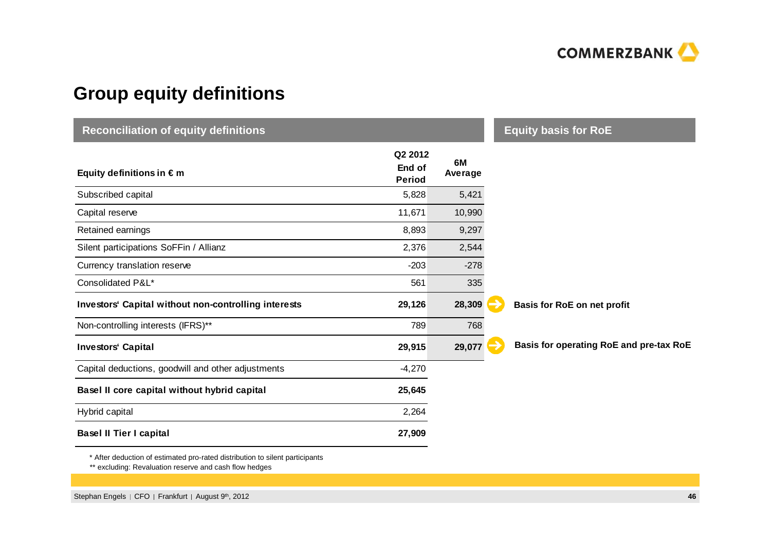# Group equity definitions

## Reconciliation of equity definitions

| Equity definitions in € m | Q2 2012 End of Period | 6M Average | Equity basis for RoE |
|---|---|---|---|
| Subscribed capital | 5,828 | 5,421 | |
| Capital reserve | 11,671 | 10,990 | |
| Retained earnings | 8,893 | 9,297 | |
| Silent participations SoFFin / Allianz | 2,376 | 2,544 | |
| Currency translation reserve | -203 | -278 | |
| Consolidated P&L* | 561 | 335 | |
| **Investors' Capital without non-controlling interests** | **29,126** | **28,309** | **Basis for RoE on net profit** |
| Non-controlling interests (IFRS)** | 789 | 768 | |
| **Investors' Capital** | **29,915** | **29,077** | **Basis for operating RoE and pre-tax RoE** |
| Capital deductions, goodwill and other adjustments | -4,270 | | |
| **Basel II core capital without hybrid capital** | **25,645** | | |
| Hybrid capital | 2,264 | | |
| **Basel II Tier I capital** | **27,909** | | |

\* After deduction of estimated pro-rated distribution to silent participants

** excluding: Revaluation reserve and cash flow hedges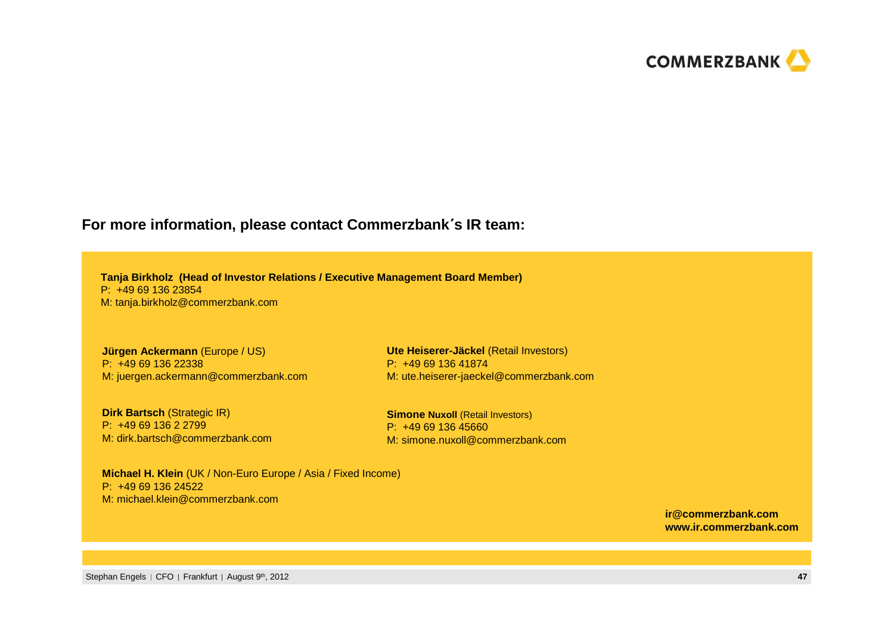**For more information, please contact Commerzbank´s IR team:**

**Tanja Birkholz (Head of Investor Relations / Executive Management Board Member)**
P: +49 69 136 23854
M: tanja.birkholz@commerzbank.com

**Jürgen Ackermann** (Europe / US)
P: +49 69 136 22338
M: juergen.ackermann@commerzbank.com

**Dirk Bartsch** (Strategic IR)
P: +49 69 136 2 2799
M: dirk.bartsch@commerzbank.com

**Michael H. Klein** (UK / Non-Euro Europe / Asia / Fixed Income)
P: +49 69 136 24522
M: michael.klein@commerzbank.com

**Ute Heiserer-Jäckel** (Retail Investors)
P: +49 69 136 41874
M: ute.heiserer-jaeckel@commerzbank.com

**Simone Nuxoll** (Retail Investors)
P: +49 69 136 45660
M: simone.nuxoll@commerzbank.com

**ir@commerzbank.com**
**www.ir.commerzbank.com**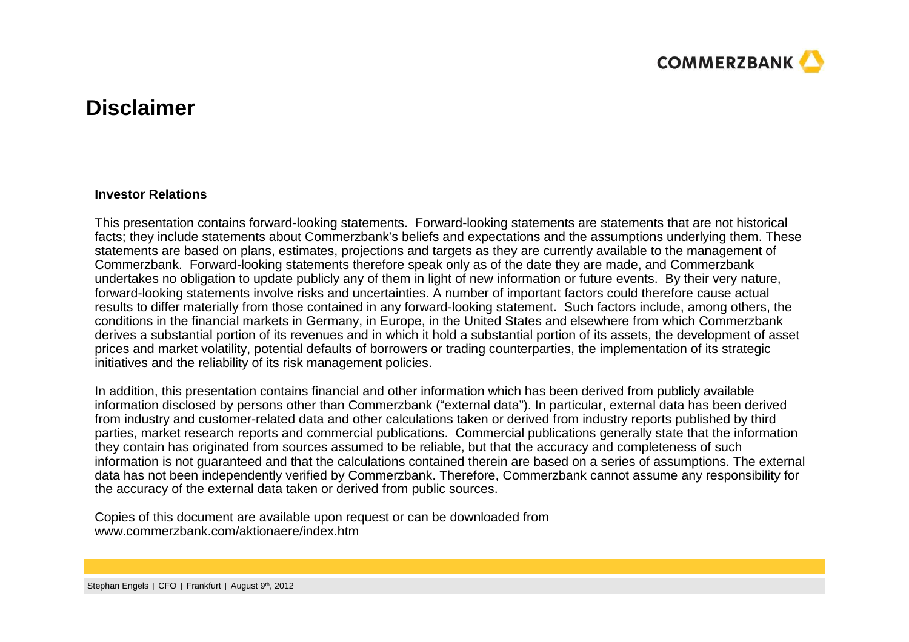# Disclaimer

**Investor Relations**

This presentation contains forward-looking statements. Forward-looking statements are statements that are not historical facts; they include statements about Commerzbank's beliefs and expectations and the assumptions underlying them. These statements are based on plans, estimates, projections and targets as they are currently available to the management of Commerzbank. Forward-looking statements therefore speak only as of the date they are made, and Commerzbank undertakes no obligation to update publicly any of them in light of new information or future events. By their very nature, forward-looking statements involve risks and uncertainties. A number of important factors could therefore cause actual results to differ materially from those contained in any forward-looking statement. Such factors include, among others, the conditions in the financial markets in Germany, in Europe, in the United States and elsewhere from which Commerzbank derives a substantial portion of its revenues and in which it hold a substantial portion of its assets, the development of asset prices and market volatility, potential defaults of borrowers or trading counterparties, the implementation of its strategic initiatives and the reliability of its risk management policies.

In addition, this presentation contains financial and other information which has been derived from publicly available information disclosed by persons other than Commerzbank ("external data"). In particular, external data has been derived from industry and customer-related data and other calculations taken or derived from industry reports published by third parties, market research reports and commercial publications. Commercial publications generally state that the information they contain has originated from sources assumed to be reliable, but that the accuracy and completeness of such information is not guaranteed and that the calculations contained therein are based on a series of assumptions. The external data has not been independently verified by Commerzbank. Therefore, Commerzbank cannot assume any responsibility for the accuracy of the external data taken or derived from public sources.

Copies of this document are available upon request or can be downloaded from www.commerzbank.com/aktionaere/index.htm